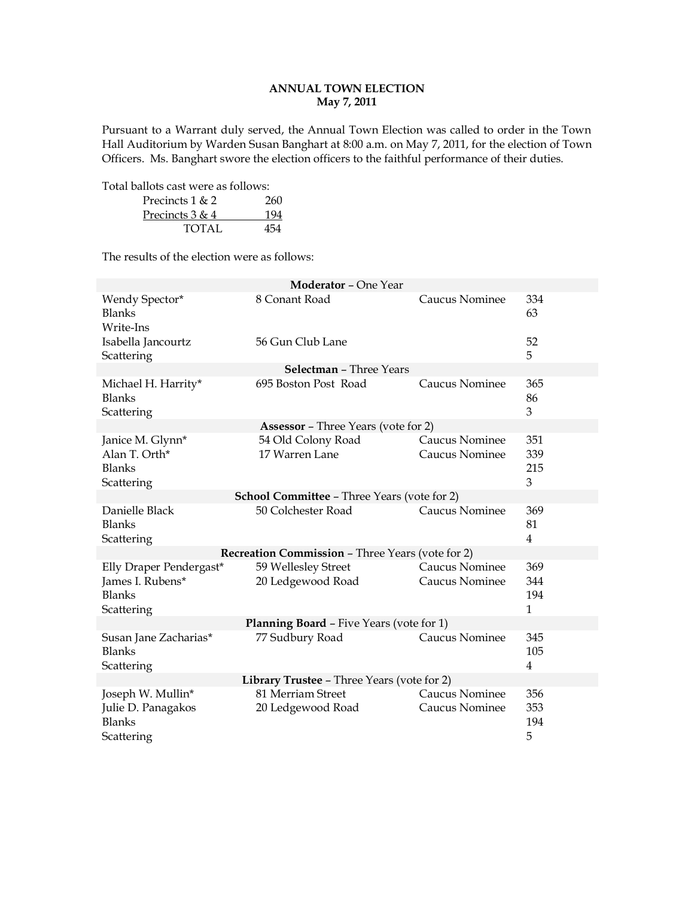# ANNUAL TOWN ELECTION
## May 7, 2011

Pursuant to a Warrant duly served, the Annual Town Election was called to order in the Town Hall Auditorium by Warden Susan Banghart at 8:00 a.m. on May 7, 2011, for the election of Town Officers. Ms. Banghart swore the election officers to the faithful performance of their duties.

Total ballots cast were as follows:

| | |
|---|---|
| Precincts 1 & 2 | 260 |
| Precincts 3 & 4 | 194 |
| TOTAL | 454 |

The results of the election were as follows:

| | | | |
|---|---|---|---|
| **Moderator** – One Year | | | |
| Wendy Spector* | 8 Conant Road | Caucus Nominee | 334 |
| Blanks | | | 63 |
| Write-Ins | | | |
| Isabella Jancourtz | 56 Gun Club Lane | | 52 |
| Scattering | | | 5 |
| **Selectman** – Three Years | | | |
| Michael H. Harrity* | 695 Boston Post Road | Caucus Nominee | 365 |
| Blanks | | | 86 |
| Scattering | | | 3 |
| **Assessor** – Three Years (vote for 2) | | | |
| Janice M. Glynn* | 54 Old Colony Road | Caucus Nominee | 351 |
| Alan T. Orth* | 17 Warren Lane | Caucus Nominee | 339 |
| Blanks | | | 215 |
| Scattering | | | 3 |
| **School Committee** – Three Years (vote for 2) | | | |
| Danielle Black | 50 Colchester Road | Caucus Nominee | 369 |
| Blanks | | | 81 |
| Scattering | | | 4 |
| **Recreation Commission** – Three Years (vote for 2) | | | |
| Elly Draper Pendergast* | 59 Wellesley Street | Caucus Nominee | 369 |
| James I. Rubens* | 20 Ledgewood Road | Caucus Nominee | 344 |
| Blanks | | | 194 |
| Scattering | | | 1 |
| **Planning Board** – Five Years (vote for 1) | | | |
| Susan Jane Zacharias* | 77 Sudbury Road | Caucus Nominee | 345 |
| Blanks | | | 105 |
| Scattering | | | 4 |
| **Library Trustee** – Three Years (vote for 2) | | | |
| Joseph W. Mullin* | 81 Merriam Street | Caucus Nominee | 356 |
| Julie D. Panagakos | 20 Ledgewood Road | Caucus Nominee | 353 |
| Blanks | | | 194 |
| Scattering | | | 5 |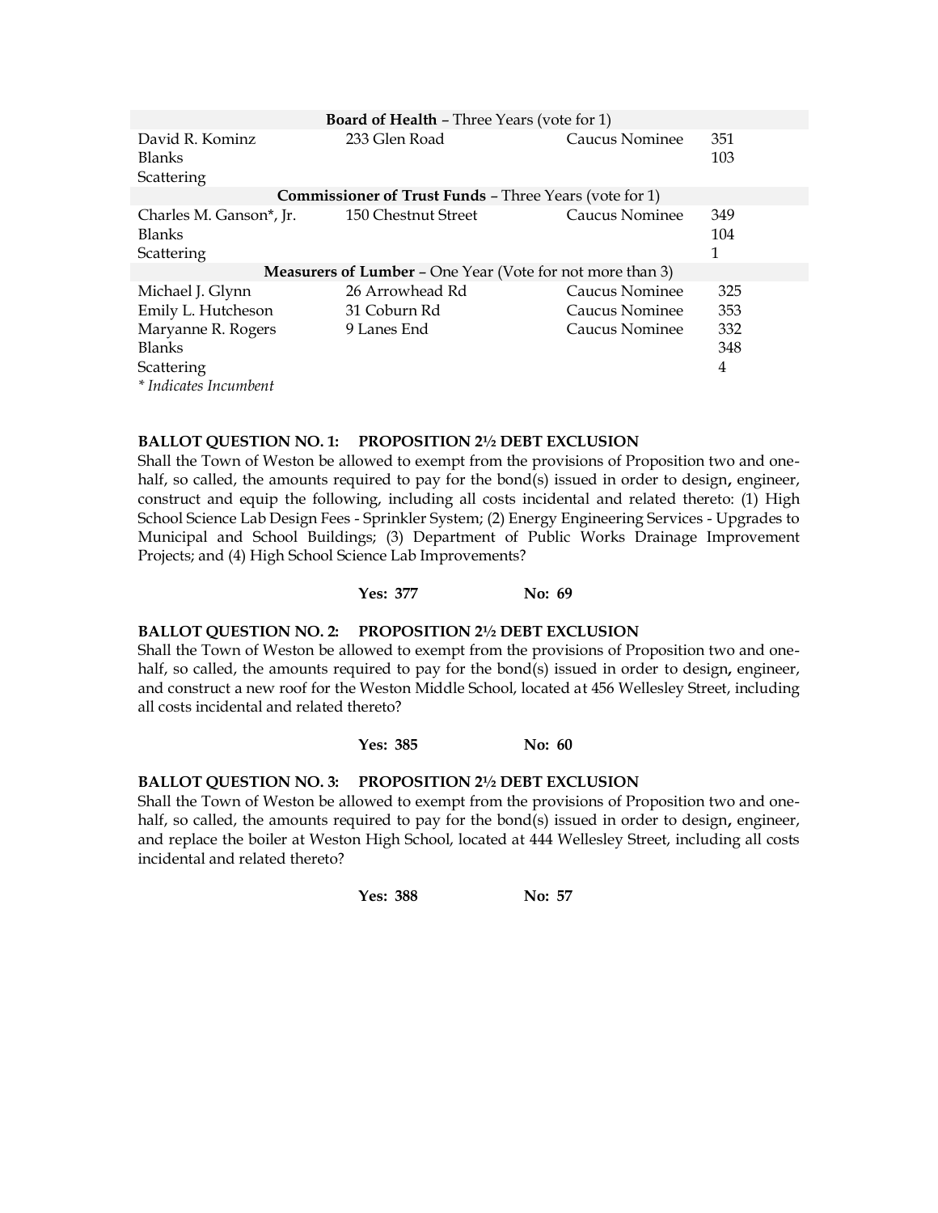| **Board of Health** – Three Years (vote for 1) | | | |
|---|---|---|---|
| David R. Kominz | 233 Glen Road | Caucus Nominee | 351 |
| Blanks | | | 103 |
| Scattering | | | |
| **Commissioner of Trust Funds** – Three Years (vote for 1) | | | |
| Charles M. Ganson*, Jr. | 150 Chestnut Street | Caucus Nominee | 349 |
| Blanks | | | 104 |
| Scattering | | | 1 |
| **Measurers of Lumber** – One Year (Vote for not more than 3) | | | |
| Michael J. Glynn | 26 Arrowhead Rd | Caucus Nominee | 325 |
| Emily L. Hutcheson | 31 Coburn Rd | Caucus Nominee | 353 |
| Maryanne R. Rogers | 9 Lanes End | Caucus Nominee | 332 |
| Blanks | | | 348 |
| Scattering | | | 4 |

*\* Indicates Incumbent*

**BALLOT QUESTION NO. 1: PROPOSITION 2½ DEBT EXCLUSION**

Shall the Town of Weston be allowed to exempt from the provisions of Proposition two and one-half, so called, the amounts required to pay for the bond(s) issued in order to design, engineer, construct and equip the following, including all costs incidental and related thereto: (1) High School Science Lab Design Fees - Sprinkler System; (2) Energy Engineering Services - Upgrades to Municipal and School Buildings; (3) Department of Public Works Drainage Improvement Projects; and (4) High School Science Lab Improvements?

**Yes: 377 No: 69**

**BALLOT QUESTION NO. 2: PROPOSITION 2½ DEBT EXCLUSION**

Shall the Town of Weston be allowed to exempt from the provisions of Proposition two and one-half, so called, the amounts required to pay for the bond(s) issued in order to design**,** engineer, and construct a new roof for the Weston Middle School, located at 456 Wellesley Street, including all costs incidental and related thereto?

**Yes: 385 No: 60**

**BALLOT QUESTION NO. 3: PROPOSITION 2½ DEBT EXCLUSION**

Shall the Town of Weston be allowed to exempt from the provisions of Proposition two and one-half, so called, the amounts required to pay for the bond(s) issued in order to design**,** engineer, and replace the boiler at Weston High School, located at 444 Wellesley Street, including all costs incidental and related thereto?

**Yes: 388 No: 57**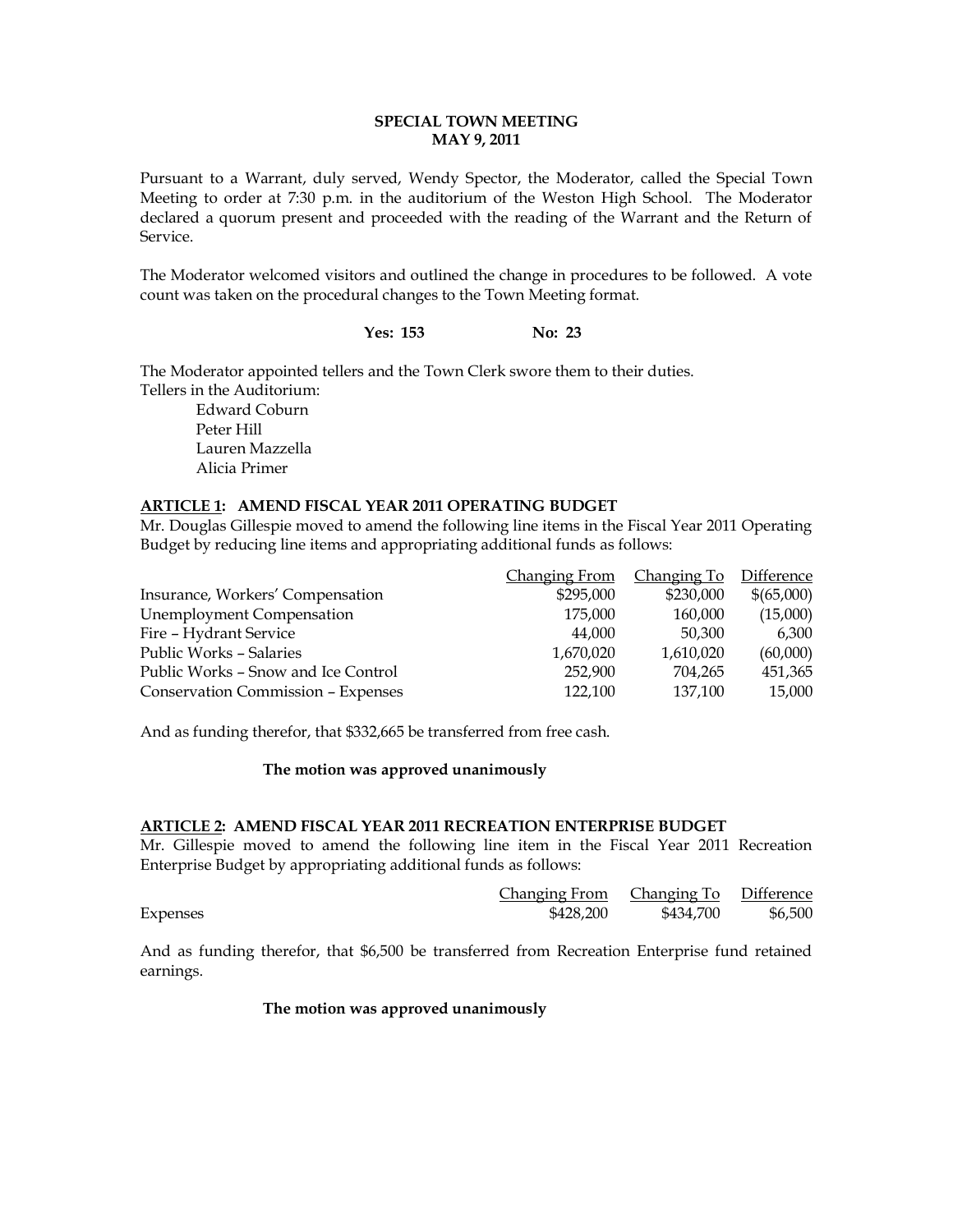**SPECIAL TOWN MEETING**
**MAY 9, 2011**

Pursuant to a Warrant, duly served, Wendy Spector, the Moderator, called the Special Town Meeting to order at 7:30 p.m. in the auditorium of the Weston High School. The Moderator declared a quorum present and proceeded with the reading of the Warrant and the Return of Service.

The Moderator welcomed visitors and outlined the change in procedures to be followed. A vote count was taken on the procedural changes to the Town Meeting format.

**Yes: 153 No: 23**

The Moderator appointed tellers and the Town Clerk swore them to their duties.
Tellers in the Auditorium:

Edward Coburn
Peter Hill
Lauren Mazzella
Alicia Primer

**ARTICLE 1: AMEND FISCAL YEAR 2011 OPERATING BUDGET**

Mr. Douglas Gillespie moved to amend the following line items in the Fiscal Year 2011 Operating Budget by reducing line items and appropriating additional funds as follows:

| | Changing From | Changing To | Difference |
|---|---|---|---|
| Insurance, Workers' Compensation | $295,000 | $230,000 | $(65,000) |
| Unemployment Compensation | 175,000 | 160,000 | (15,000) |
| Fire – Hydrant Service | 44,000 | 50,300 | 6,300 |
| Public Works – Salaries | 1,670,020 | 1,610,020 | (60,000) |
| Public Works – Snow and Ice Control | 252,900 | 704,265 | 451,365 |
| Conservation Commission – Expenses | 122,100 | 137,100 | 15,000 |

And as funding therefor, that $332,665 be transferred from free cash.

**The motion was approved unanimously**

**ARTICLE 2: AMEND FISCAL YEAR 2011 RECREATION ENTERPRISE BUDGET**

Mr. Gillespie moved to amend the following line item in the Fiscal Year 2011 Recreation Enterprise Budget by appropriating additional funds as follows:

| | Changing From | Changing To | Difference |
|---|---|---|---|
| Expenses | $428,200 | $434,700 | $6,500 |

And as funding therefor, that $6,500 be transferred from Recreation Enterprise fund retained earnings.

**The motion was approved unanimously**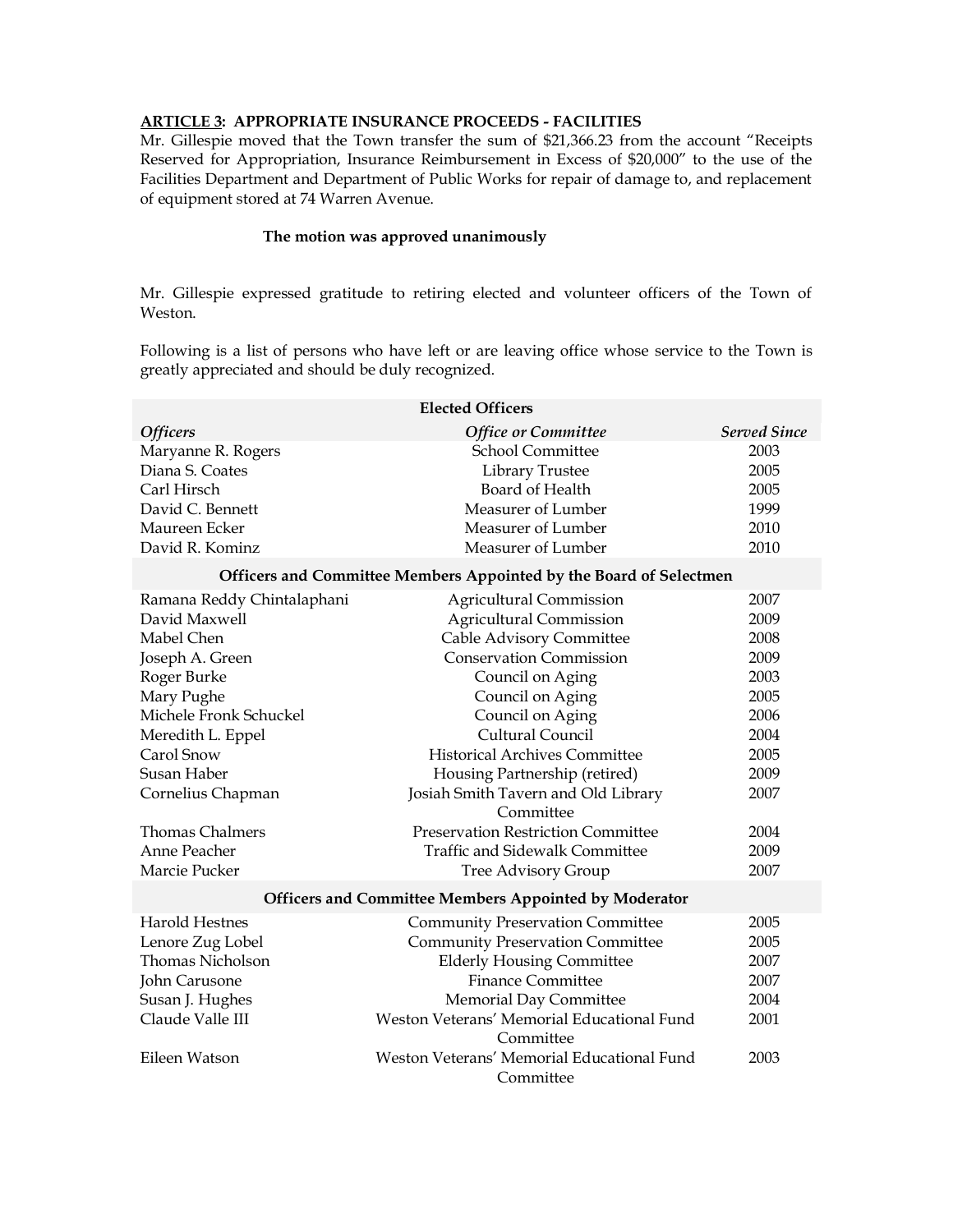**ARTICLE 3: APPROPRIATE INSURANCE PROCEEDS - FACILITIES**

Mr. Gillespie moved that the Town transfer the sum of $21,366.23 from the account "Receipts Reserved for Appropriation, Insurance Reimbursement in Excess of $20,000" to the use of the Facilities Department and Department of Public Works for repair of damage to, and replacement of equipment stored at 74 Warren Avenue.

**The motion was approved unanimously**

Mr. Gillespie expressed gratitude to retiring elected and volunteer officers of the Town of Weston.

Following is a list of persons who have left or are leaving office whose service to the Town is greatly appreciated and should be duly recognized.

| **Elected Officers** | | |
|---|---|---|
| *Officers* | *Office or Committee* | *Served Since* |
| Maryanne R. Rogers | School Committee | 2003 |
| Diana S. Coates | Library Trustee | 2005 |
| Carl Hirsch | Board of Health | 2005 |
| David C. Bennett | Measurer of Lumber | 1999 |
| Maureen Ecker | Measurer of Lumber | 2010 |
| David R. Kominz | Measurer of Lumber | 2010 |
| **Officers and Committee Members Appointed by the Board of Selectmen** | | |
| Ramana Reddy Chintalaphani | Agricultural Commission | 2007 |
| David Maxwell | Agricultural Commission | 2009 |
| Mabel Chen | Cable Advisory Committee | 2008 |
| Joseph A. Green | Conservation Commission | 2009 |
| Roger Burke | Council on Aging | 2003 |
| Mary Pughe | Council on Aging | 2005 |
| Michele Fronk Schuckel | Council on Aging | 2006 |
| Meredith L. Eppel | Cultural Council | 2004 |
| Carol Snow | Historical Archives Committee | 2005 |
| Susan Haber | Housing Partnership (retired) | 2009 |
| Cornelius Chapman | Josiah Smith Tavern and Old Library Committee | 2007 |
| Thomas Chalmers | Preservation Restriction Committee | 2004 |
| Anne Peacher | Traffic and Sidewalk Committee | 2009 |
| Marcie Pucker | Tree Advisory Group | 2007 |
| **Officers and Committee Members Appointed by Moderator** | | |
| Harold Hestnes | Community Preservation Committee | 2005 |
| Lenore Zug Lobel | Community Preservation Committee | 2005 |
| Thomas Nicholson | Elderly Housing Committee | 2007 |
| John Carusone | Finance Committee | 2007 |
| Susan J. Hughes | Memorial Day Committee | 2004 |
| Claude Valle III | Weston Veterans' Memorial Educational Fund Committee | 2001 |
| Eileen Watson | Weston Veterans' Memorial Educational Fund Committee | 2003 |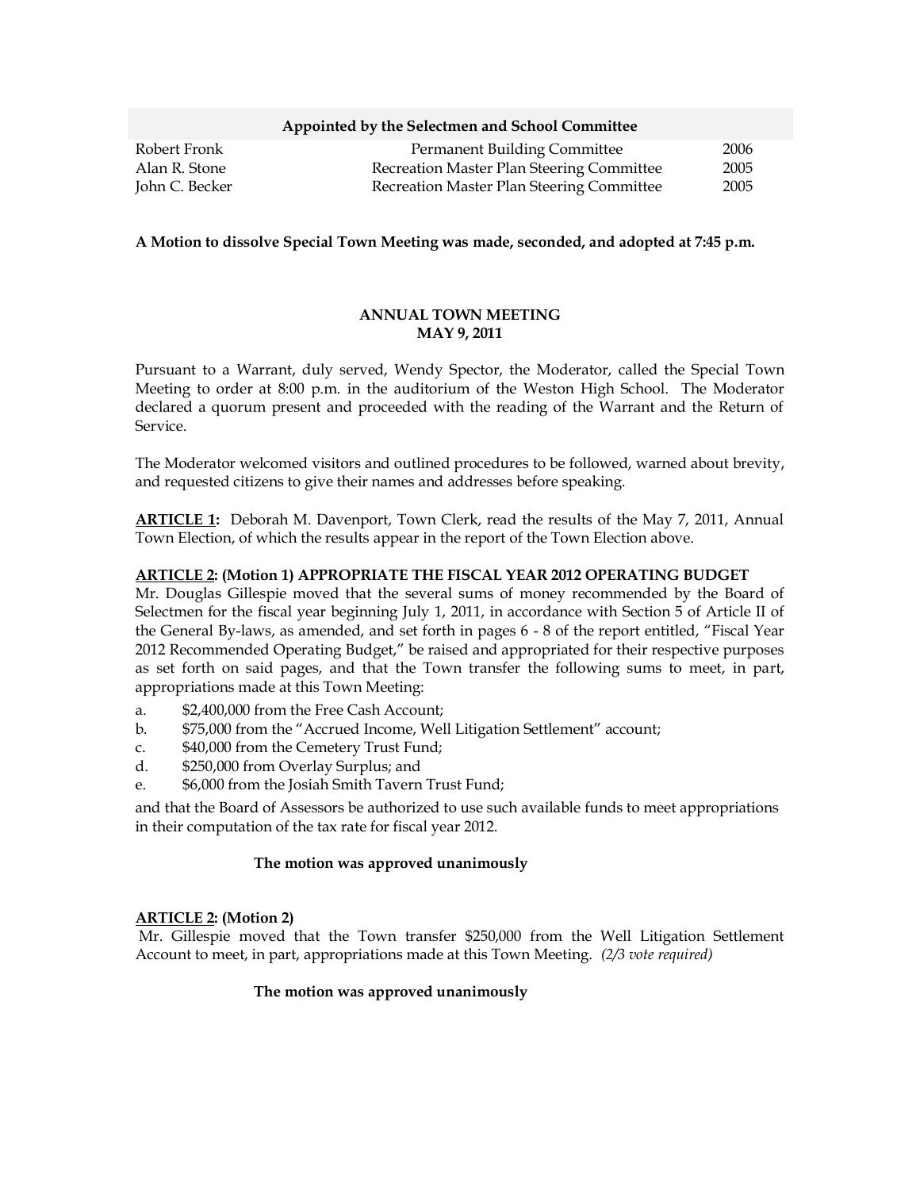| Appointed by the Selectmen and School Committee | | |
|---|---|---|
| Robert Fronk | Permanent Building Committee | 2006 |
| Alan R. Stone | Recreation Master Plan Steering Committee | 2005 |
| John C. Becker | Recreation Master Plan Steering Committee | 2005 |

**A Motion to dissolve Special Town Meeting was made, seconded, and adopted at 7:45 p.m.**

## ANNUAL TOWN MEETING
## MAY 9, 2011

Pursuant to a Warrant, duly served, Wendy Spector, the Moderator, called the Special Town Meeting to order at 8:00 p.m. in the auditorium of the Weston High School. The Moderator declared a quorum present and proceeded with the reading of the Warrant and the Return of Service.

The Moderator welcomed visitors and outlined procedures to be followed, warned about brevity, and requested citizens to give their names and addresses before speaking.

**ARTICLE 1:** Deborah M. Davenport, Town Clerk, read the results of the May 7, 2011, Annual Town Election, of which the results appear in the report of the Town Election above.

**ARTICLE 2: (Motion 1) APPROPRIATE THE FISCAL YEAR 2012 OPERATING BUDGET**
Mr. Douglas Gillespie moved that the several sums of money recommended by the Board of Selectmen for the fiscal year beginning July 1, 2011, in accordance with Section 5 of Article II of the General By-laws, as amended, and set forth in pages 6 - 8 of the report entitled, "Fiscal Year 2012 Recommended Operating Budget," be raised and appropriated for their respective purposes as set forth on said pages, and that the Town transfer the following sums to meet, in part, appropriations made at this Town Meeting:

a. $2,400,000 from the Free Cash Account;
b. $75,000 from the "Accrued Income, Well Litigation Settlement" account;
c. $40,000 from the Cemetery Trust Fund;
d. $250,000 from Overlay Surplus; and
e. $6,000 from the Josiah Smith Tavern Trust Fund;

and that the Board of Assessors be authorized to use such available funds to meet appropriations in their computation of the tax rate for fiscal year 2012.

**The motion was approved unanimously**

**ARTICLE 2: (Motion 2)**
Mr. Gillespie moved that the Town transfer $250,000 from the Well Litigation Settlement Account to meet, in part, appropriations made at this Town Meeting. *(2/3 vote required)*

**The motion was approved unanimously**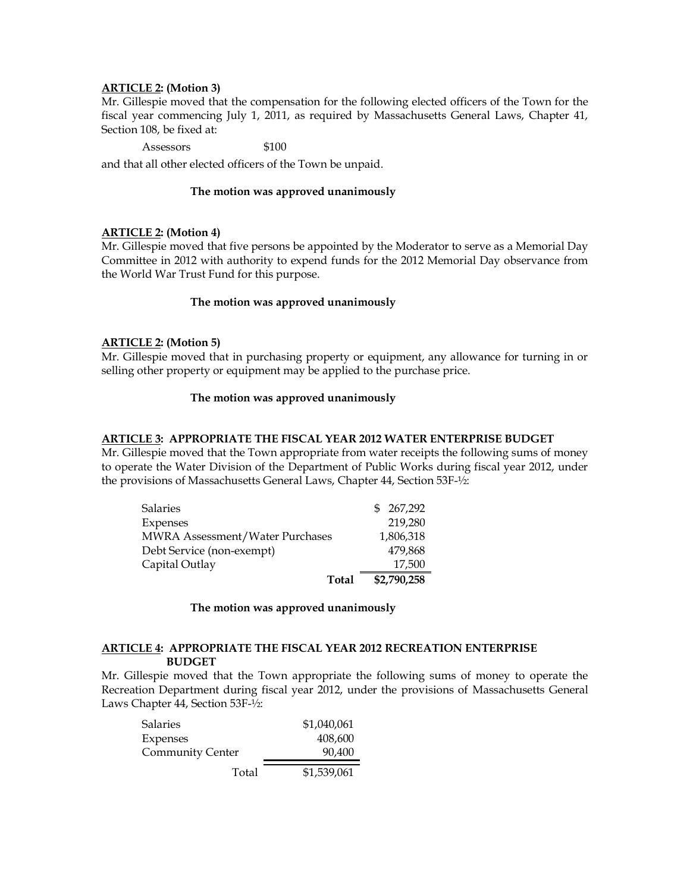**ARTICLE 2: (Motion 3)**

Mr. Gillespie moved that the compensation for the following elected officers of the Town for the fiscal year commencing July 1, 2011, as required by Massachusetts General Laws, Chapter 41, Section 108, be fixed at:

| | |
|---|---|
| Assessors | $100 |

and that all other elected officers of the Town be unpaid.

**The motion was approved unanimously**

**ARTICLE 2: (Motion 4)**

Mr. Gillespie moved that five persons be appointed by the Moderator to serve as a Memorial Day Committee in 2012 with authority to expend funds for the 2012 Memorial Day observance from the World War Trust Fund for this purpose.

**The motion was approved unanimously**

**ARTICLE 2: (Motion 5)**

Mr. Gillespie moved that in purchasing property or equipment, any allowance for turning in or selling other property or equipment may be applied to the purchase price.

**The motion was approved unanimously**

**ARTICLE 3: APPROPRIATE THE FISCAL YEAR 2012 WATER ENTERPRISE BUDGET**

Mr. Gillespie moved that the Town appropriate from water receipts the following sums of money to operate the Water Division of the Department of Public Works during fiscal year 2012, under the provisions of Massachusetts General Laws, Chapter 44, Section 53F-½:

| | |
|---|---:|
| Salaries | $ 267,292 |
| Expenses | 219,280 |
| MWRA Assessment/Water Purchases | 1,806,318 |
| Debt Service (non-exempt) | 479,868 |
| Capital Outlay | 17,500 |
| **Total** | **$2,790,258** |

**The motion was approved unanimously**

**ARTICLE 4: APPROPRIATE THE FISCAL YEAR 2012 RECREATION ENTERPRISE BUDGET**

Mr. Gillespie moved that the Town appropriate the following sums of money to operate the Recreation Department during fiscal year 2012, under the provisions of Massachusetts General Laws Chapter 44, Section 53F-½:

| | |
|---|---:|
| Salaries | $1,040,061 |
| Expenses | 408,600 |
| Community Center | 90,400 |
| Total | $1,539,061 |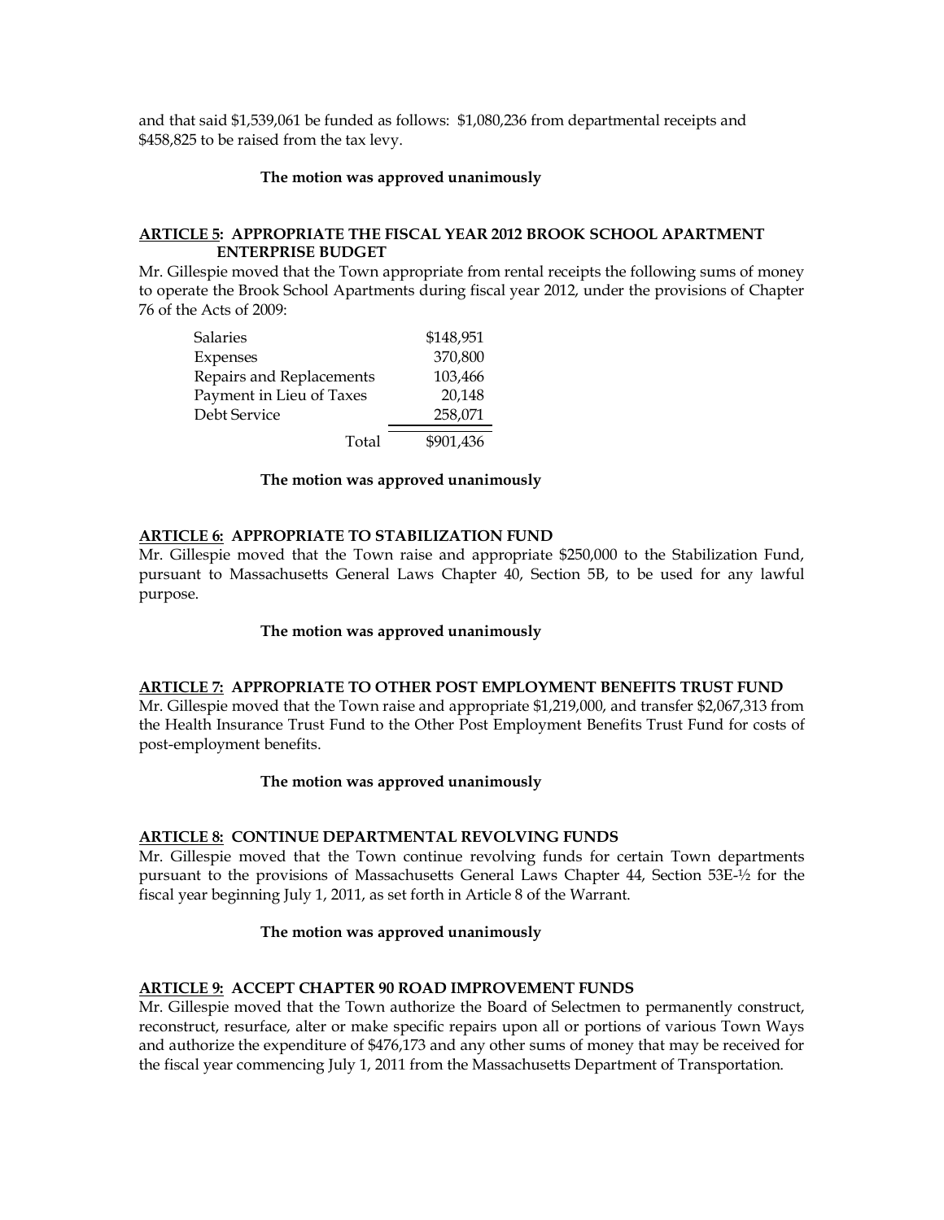and that said $1,539,061 be funded as follows: $1,080,236 from departmental receipts and $458,825 to be raised from the tax levy.

**The motion was approved unanimously**

**ARTICLE 5: APPROPRIATE THE FISCAL YEAR 2012 BROOK SCHOOL APARTMENT ENTERPRISE BUDGET**

Mr. Gillespie moved that the Town appropriate from rental receipts the following sums of money to operate the Brook School Apartments during fiscal year 2012, under the provisions of Chapter 76 of the Acts of 2009:

| | |
|---|---|
| Salaries | $148,951 |
| Expenses | 370,800 |
| Repairs and Replacements | 103,466 |
| Payment in Lieu of Taxes | 20,148 |
| Debt Service | 258,071 |
| Total | $901,436 |

**The motion was approved unanimously**

**ARTICLE 6: APPROPRIATE TO STABILIZATION FUND**

Mr. Gillespie moved that the Town raise and appropriate $250,000 to the Stabilization Fund, pursuant to Massachusetts General Laws Chapter 40, Section 5B, to be used for any lawful purpose.

**The motion was approved unanimously**

**ARTICLE 7: APPROPRIATE TO OTHER POST EMPLOYMENT BENEFITS TRUST FUND**

Mr. Gillespie moved that the Town raise and appropriate $1,219,000, and transfer $2,067,313 from the Health Insurance Trust Fund to the Other Post Employment Benefits Trust Fund for costs of post-employment benefits.

**The motion was approved unanimously**

**ARTICLE 8: CONTINUE DEPARTMENTAL REVOLVING FUNDS**

Mr. Gillespie moved that the Town continue revolving funds for certain Town departments pursuant to the provisions of Massachusetts General Laws Chapter 44, Section 53E-½ for the fiscal year beginning July 1, 2011, as set forth in Article 8 of the Warrant.

**The motion was approved unanimously**

**ARTICLE 9: ACCEPT CHAPTER 90 ROAD IMPROVEMENT FUNDS**

Mr. Gillespie moved that the Town authorize the Board of Selectmen to permanently construct, reconstruct, resurface, alter or make specific repairs upon all or portions of various Town Ways and authorize the expenditure of $476,173 and any other sums of money that may be received for the fiscal year commencing July 1, 2011 from the Massachusetts Department of Transportation.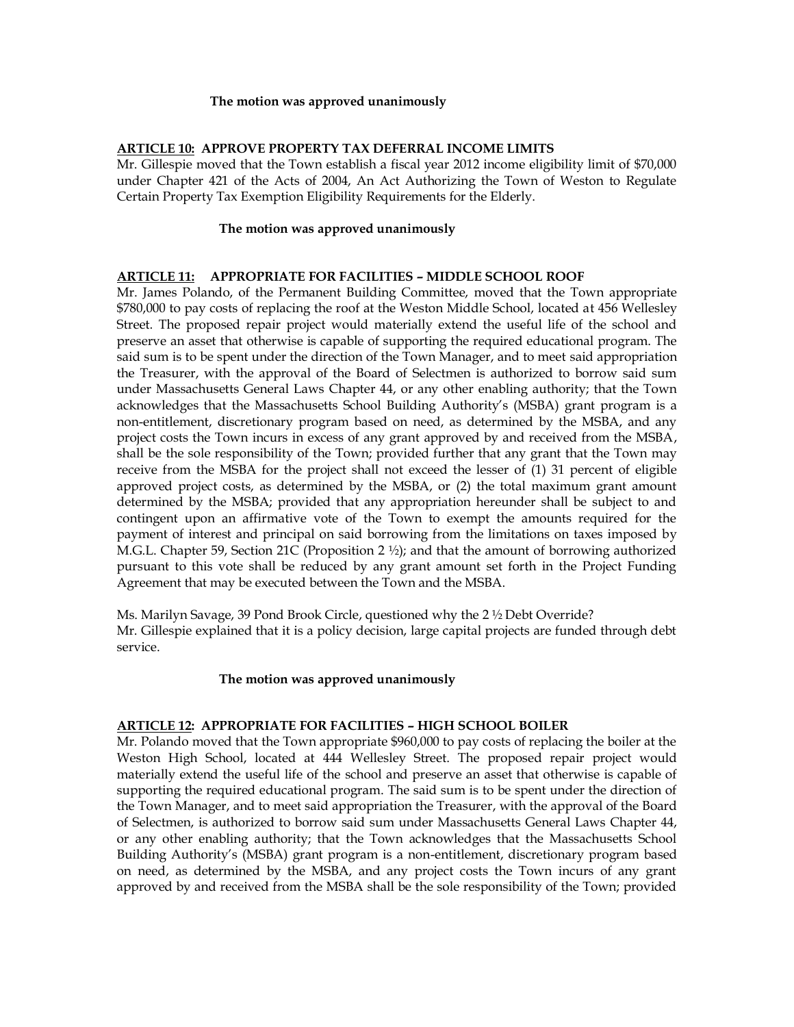**The motion was approved unanimously**

**ARTICLE 10: APPROVE PROPERTY TAX DEFERRAL INCOME LIMITS**

Mr. Gillespie moved that the Town establish a fiscal year 2012 income eligibility limit of $70,000 under Chapter 421 of the Acts of 2004, An Act Authorizing the Town of Weston to Regulate Certain Property Tax Exemption Eligibility Requirements for the Elderly.

**The motion was approved unanimously**

**ARTICLE 11: APPROPRIATE FOR FACILITIES – MIDDLE SCHOOL ROOF**

Mr. James Polando, of the Permanent Building Committee, moved that the Town appropriate $780,000 to pay costs of replacing the roof at the Weston Middle School, located at 456 Wellesley Street. The proposed repair project would materially extend the useful life of the school and preserve an asset that otherwise is capable of supporting the required educational program. The said sum is to be spent under the direction of the Town Manager, and to meet said appropriation the Treasurer, with the approval of the Board of Selectmen is authorized to borrow said sum under Massachusetts General Laws Chapter 44, or any other enabling authority; that the Town acknowledges that the Massachusetts School Building Authority's (MSBA) grant program is a non-entitlement, discretionary program based on need, as determined by the MSBA, and any project costs the Town incurs in excess of any grant approved by and received from the MSBA, shall be the sole responsibility of the Town; provided further that any grant that the Town may receive from the MSBA for the project shall not exceed the lesser of (1) 31 percent of eligible approved project costs, as determined by the MSBA, or (2) the total maximum grant amount determined by the MSBA; provided that any appropriation hereunder shall be subject to and contingent upon an affirmative vote of the Town to exempt the amounts required for the payment of interest and principal on said borrowing from the limitations on taxes imposed by M.G.L. Chapter 59, Section 21C (Proposition 2 ½); and that the amount of borrowing authorized pursuant to this vote shall be reduced by any grant amount set forth in the Project Funding Agreement that may be executed between the Town and the MSBA.

Ms. Marilyn Savage, 39 Pond Brook Circle, questioned why the 2 ½ Debt Override?
Mr. Gillespie explained that it is a policy decision, large capital projects are funded through debt service.

**The motion was approved unanimously**

**ARTICLE 12: APPROPRIATE FOR FACILITIES – HIGH SCHOOL BOILER**

Mr. Polando moved that the Town appropriate $960,000 to pay costs of replacing the boiler at the Weston High School, located at 444 Wellesley Street. The proposed repair project would materially extend the useful life of the school and preserve an asset that otherwise is capable of supporting the required educational program. The said sum is to be spent under the direction of the Town Manager, and to meet said appropriation the Treasurer, with the approval of the Board of Selectmen, is authorized to borrow said sum under Massachusetts General Laws Chapter 44, or any other enabling authority; that the Town acknowledges that the Massachusetts School Building Authority's (MSBA) grant program is a non-entitlement, discretionary program based on need, as determined by the MSBA, and any project costs the Town incurs of any grant approved by and received from the MSBA shall be the sole responsibility of the Town; provided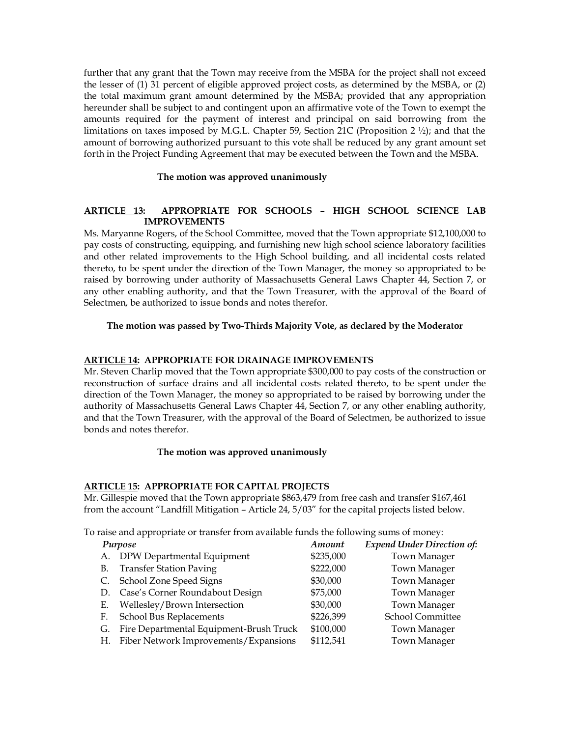further that any grant that the Town may receive from the MSBA for the project shall not exceed the lesser of (1) 31 percent of eligible approved project costs, as determined by the MSBA, or (2) the total maximum grant amount determined by the MSBA; provided that any appropriation hereunder shall be subject to and contingent upon an affirmative vote of the Town to exempt the amounts required for the payment of interest and principal on said borrowing from the limitations on taxes imposed by M.G.L. Chapter 59, Section 21C (Proposition 2 ½); and that the amount of borrowing authorized pursuant to this vote shall be reduced by any grant amount set forth in the Project Funding Agreement that may be executed between the Town and the MSBA.

**The motion was approved unanimously**

**ARTICLE 13: APPROPRIATE FOR SCHOOLS – HIGH SCHOOL SCIENCE LAB IMPROVEMENTS**

Ms. Maryanne Rogers, of the School Committee, moved that the Town appropriate $12,100,000 to pay costs of constructing, equipping, and furnishing new high school science laboratory facilities and other related improvements to the High School building, and all incidental costs related thereto, to be spent under the direction of the Town Manager, the money so appropriated to be raised by borrowing under authority of Massachusetts General Laws Chapter 44, Section 7, or any other enabling authority, and that the Town Treasurer, with the approval of the Board of Selectmen, be authorized to issue bonds and notes therefor.

**The motion was passed by Two-Thirds Majority Vote, as declared by the Moderator**

**ARTICLE 14: APPROPRIATE FOR DRAINAGE IMPROVEMENTS**

Mr. Steven Charlip moved that the Town appropriate $300,000 to pay costs of the construction or reconstruction of surface drains and all incidental costs related thereto, to be spent under the direction of the Town Manager, the money so appropriated to be raised by borrowing under the authority of Massachusetts General Laws Chapter 44, Section 7, or any other enabling authority, and that the Town Treasurer, with the approval of the Board of Selectmen, be authorized to issue bonds and notes therefor.

**The motion was approved unanimously**

**ARTICLE 15: APPROPRIATE FOR CAPITAL PROJECTS**

Mr. Gillespie moved that the Town appropriate $863,479 from free cash and transfer $167,461 from the account "Landfill Mitigation – Article 24, 5/03" for the capital projects listed below.

To raise and appropriate or transfer from available funds the following sums of money:

| | *Purpose* | *Amount* | *Expend Under Direction of:* |
|---|---|---|---|
| A. | DPW Departmental Equipment | $235,000 | Town Manager |
| B. | Transfer Station Paving | $222,000 | Town Manager |
| C. | School Zone Speed Signs | $30,000 | Town Manager |
| D. | Case's Corner Roundabout Design | $75,000 | Town Manager |
| E. | Wellesley/Brown Intersection | $30,000 | Town Manager |
| F. | School Bus Replacements | $226,399 | School Committee |
| G. | Fire Departmental Equipment-Brush Truck | $100,000 | Town Manager |
| H. | Fiber Network Improvements/Expansions | $112,541 | Town Manager |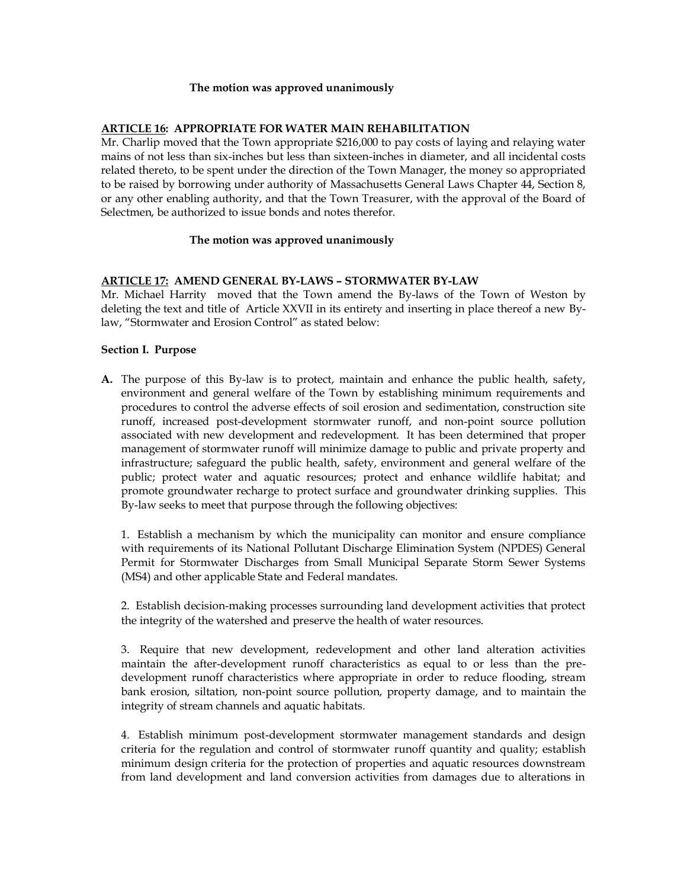**The motion was approved unanimously**

**ARTICLE 16: APPROPRIATE FOR WATER MAIN REHABILITATION**

Mr. Charlip moved that the Town appropriate $216,000 to pay costs of laying and relaying water mains of not less than six-inches but less than sixteen-inches in diameter, and all incidental costs related thereto, to be spent under the direction of the Town Manager, the money so appropriated to be raised by borrowing under authority of Massachusetts General Laws Chapter 44, Section 8, or any other enabling authority, and that the Town Treasurer, with the approval of the Board of Selectmen, be authorized to issue bonds and notes therefor.

**The motion was approved unanimously**

**ARTICLE 17: AMEND GENERAL BY-LAWS – STORMWATER BY-LAW**

Mr. Michael Harrity moved that the Town amend the By-laws of the Town of Weston by deleting the text and title of Article XXVII in its entirety and inserting in place thereof a new By-law, "Stormwater and Erosion Control" as stated below:

**Section I. Purpose**

**A.** The purpose of this By-law is to protect, maintain and enhance the public health, safety, environment and general welfare of the Town by establishing minimum requirements and procedures to control the adverse effects of soil erosion and sedimentation, construction site runoff, increased post-development stormwater runoff, and non-point source pollution associated with new development and redevelopment. It has been determined that proper management of stormwater runoff will minimize damage to public and private property and infrastructure; safeguard the public health, safety, environment and general welfare of the public; protect water and aquatic resources; protect and enhance wildlife habitat; and promote groundwater recharge to protect surface and groundwater drinking supplies. This By-law seeks to meet that purpose through the following objectives:

1. Establish a mechanism by which the municipality can monitor and ensure compliance with requirements of its National Pollutant Discharge Elimination System (NPDES) General Permit for Stormwater Discharges from Small Municipal Separate Storm Sewer Systems (MS4) and other applicable State and Federal mandates.

2. Establish decision-making processes surrounding land development activities that protect the integrity of the watershed and preserve the health of water resources.

3. Require that new development, redevelopment and other land alteration activities maintain the after-development runoff characteristics as equal to or less than the pre-development runoff characteristics where appropriate in order to reduce flooding, stream bank erosion, siltation, non-point source pollution, property damage, and to maintain the integrity of stream channels and aquatic habitats.

4. Establish minimum post-development stormwater management standards and design criteria for the regulation and control of stormwater runoff quantity and quality; establish minimum design criteria for the protection of properties and aquatic resources downstream from land development and land conversion activities from damages due to alterations in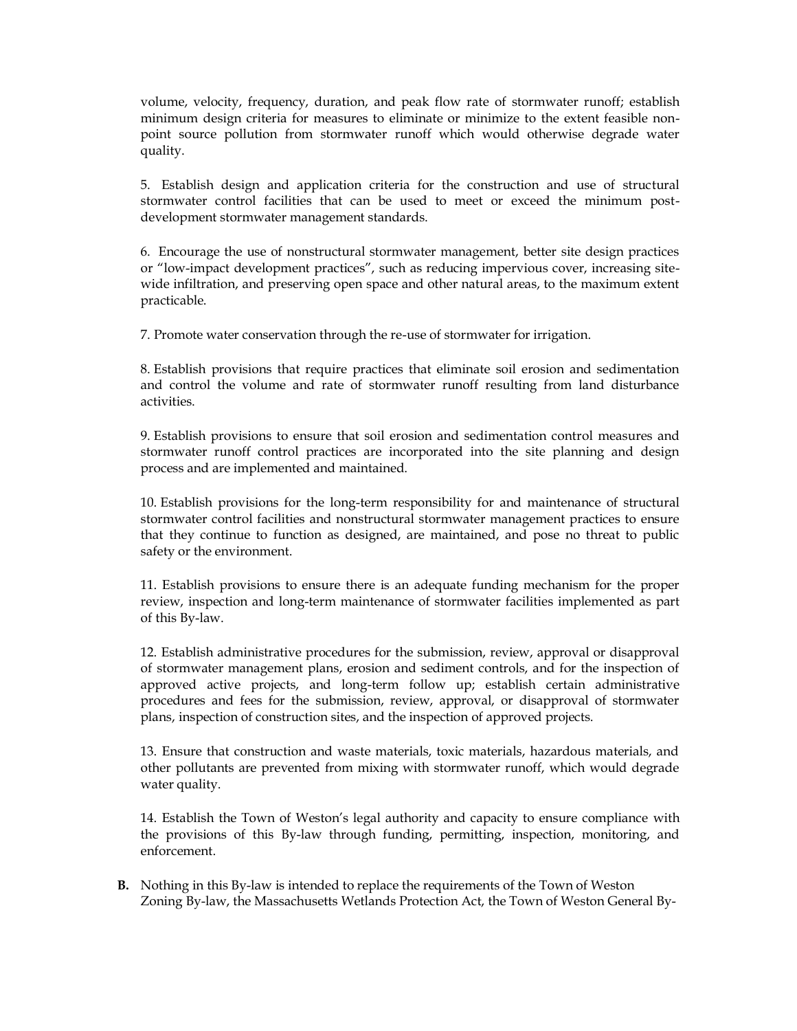volume, velocity, frequency, duration, and peak flow rate of stormwater runoff; establish minimum design criteria for measures to eliminate or minimize to the extent feasible non-point source pollution from stormwater runoff which would otherwise degrade water quality.

5. Establish design and application criteria for the construction and use of structural stormwater control facilities that can be used to meet or exceed the minimum post-development stormwater management standards.

6. Encourage the use of nonstructural stormwater management, better site design practices or "low-impact development practices", such as reducing impervious cover, increasing site-wide infiltration, and preserving open space and other natural areas, to the maximum extent practicable.

7. Promote water conservation through the re-use of stormwater for irrigation.

8. Establish provisions that require practices that eliminate soil erosion and sedimentation and control the volume and rate of stormwater runoff resulting from land disturbance activities.

9. Establish provisions to ensure that soil erosion and sedimentation control measures and stormwater runoff control practices are incorporated into the site planning and design process and are implemented and maintained.

10. Establish provisions for the long-term responsibility for and maintenance of structural stormwater control facilities and nonstructural stormwater management practices to ensure that they continue to function as designed, are maintained, and pose no threat to public safety or the environment.

11. Establish provisions to ensure there is an adequate funding mechanism for the proper review, inspection and long-term maintenance of stormwater facilities implemented as part of this By-law.

12. Establish administrative procedures for the submission, review, approval or disapproval of stormwater management plans, erosion and sediment controls, and for the inspection of approved active projects, and long-term follow up; establish certain administrative procedures and fees for the submission, review, approval, or disapproval of stormwater plans, inspection of construction sites, and the inspection of approved projects.

13. Ensure that construction and waste materials, toxic materials, hazardous materials, and other pollutants are prevented from mixing with stormwater runoff, which would degrade water quality.

14. Establish the Town of Weston's legal authority and capacity to ensure compliance with the provisions of this By-law through funding, permitting, inspection, monitoring, and enforcement.

**B.** Nothing in this By-law is intended to replace the requirements of the Town of Weston Zoning By-law, the Massachusetts Wetlands Protection Act, the Town of Weston General By-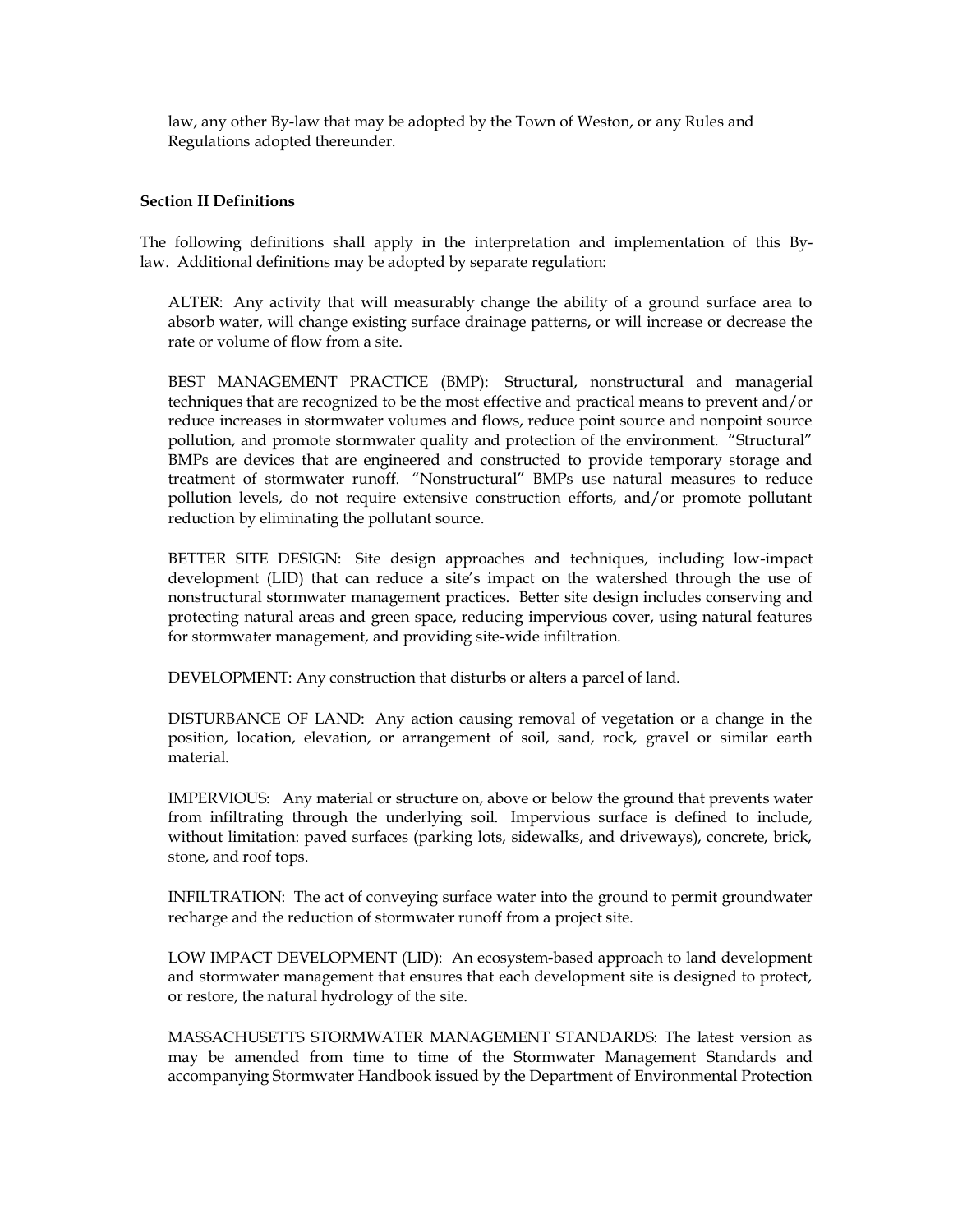law, any other By-law that may be adopted by the Town of Weston, or any Rules and Regulations adopted thereunder.

**Section II Definitions**

The following definitions shall apply in the interpretation and implementation of this By-law. Additional definitions may be adopted by separate regulation:

ALTER: Any activity that will measurably change the ability of a ground surface area to absorb water, will change existing surface drainage patterns, or will increase or decrease the rate or volume of flow from a site.

BEST MANAGEMENT PRACTICE (BMP): Structural, nonstructural and managerial techniques that are recognized to be the most effective and practical means to prevent and/or reduce increases in stormwater volumes and flows, reduce point source and nonpoint source pollution, and promote stormwater quality and protection of the environment. "Structural" BMPs are devices that are engineered and constructed to provide temporary storage and treatment of stormwater runoff. "Nonstructural" BMPs use natural measures to reduce pollution levels, do not require extensive construction efforts, and/or promote pollutant reduction by eliminating the pollutant source.

BETTER SITE DESIGN: Site design approaches and techniques, including low-impact development (LID) that can reduce a site's impact on the watershed through the use of nonstructural stormwater management practices. Better site design includes conserving and protecting natural areas and green space, reducing impervious cover, using natural features for stormwater management, and providing site-wide infiltration.

DEVELOPMENT: Any construction that disturbs or alters a parcel of land.

DISTURBANCE OF LAND: Any action causing removal of vegetation or a change in the position, location, elevation, or arrangement of soil, sand, rock, gravel or similar earth material.

IMPERVIOUS: Any material or structure on, above or below the ground that prevents water from infiltrating through the underlying soil. Impervious surface is defined to include, without limitation: paved surfaces (parking lots, sidewalks, and driveways), concrete, brick, stone, and roof tops.

INFILTRATION: The act of conveying surface water into the ground to permit groundwater recharge and the reduction of stormwater runoff from a project site.

LOW IMPACT DEVELOPMENT (LID): An ecosystem-based approach to land development and stormwater management that ensures that each development site is designed to protect, or restore, the natural hydrology of the site.

MASSACHUSETTS STORMWATER MANAGEMENT STANDARDS: The latest version as may be amended from time to time of the Stormwater Management Standards and accompanying Stormwater Handbook issued by the Department of Environmental Protection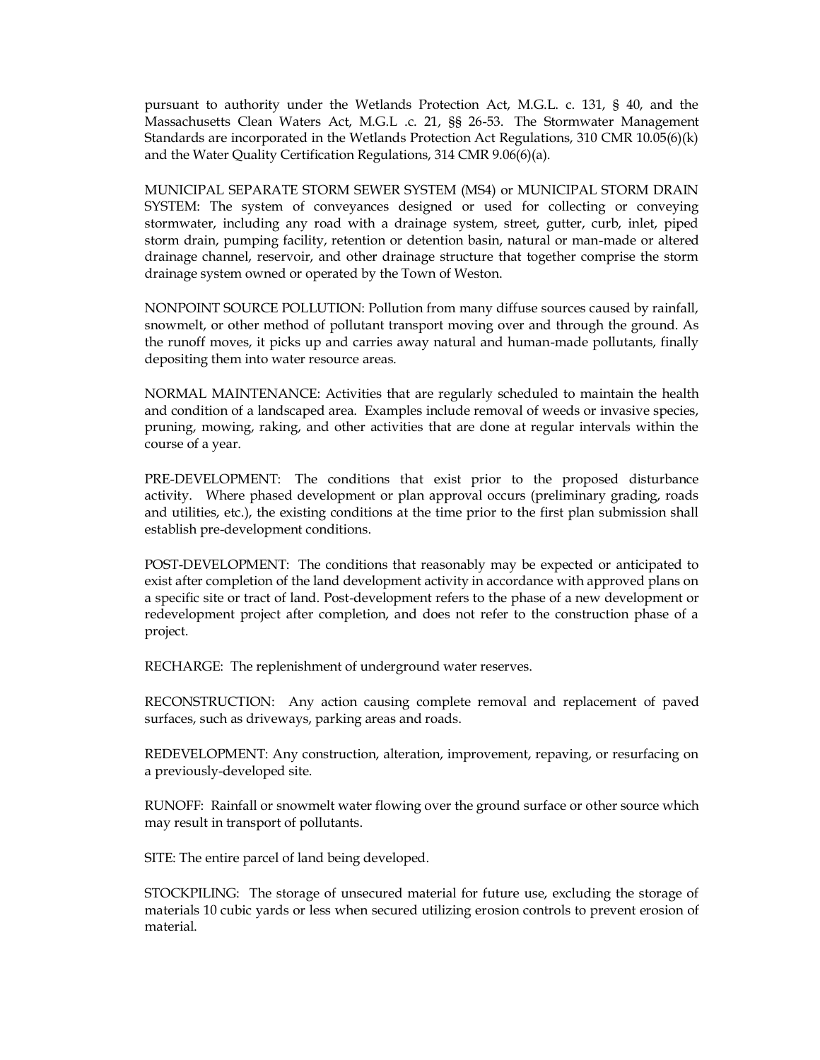pursuant to authority under the Wetlands Protection Act, M.G.L. c. 131, § 40, and the Massachusetts Clean Waters Act, M.G.L .c. 21, §§ 26-53. The Stormwater Management Standards are incorporated in the Wetlands Protection Act Regulations, 310 CMR 10.05(6)(k) and the Water Quality Certification Regulations, 314 CMR 9.06(6)(a).

MUNICIPAL SEPARATE STORM SEWER SYSTEM (MS4) or MUNICIPAL STORM DRAIN SYSTEM: The system of conveyances designed or used for collecting or conveying stormwater, including any road with a drainage system, street, gutter, curb, inlet, piped storm drain, pumping facility, retention or detention basin, natural or man-made or altered drainage channel, reservoir, and other drainage structure that together comprise the storm drainage system owned or operated by the Town of Weston.

NONPOINT SOURCE POLLUTION: Pollution from many diffuse sources caused by rainfall, snowmelt, or other method of pollutant transport moving over and through the ground. As the runoff moves, it picks up and carries away natural and human-made pollutants, finally depositing them into water resource areas.

NORMAL MAINTENANCE: Activities that are regularly scheduled to maintain the health and condition of a landscaped area. Examples include removal of weeds or invasive species, pruning, mowing, raking, and other activities that are done at regular intervals within the course of a year.

PRE-DEVELOPMENT: The conditions that exist prior to the proposed disturbance activity. Where phased development or plan approval occurs (preliminary grading, roads and utilities, etc.), the existing conditions at the time prior to the first plan submission shall establish pre-development conditions.

POST-DEVELOPMENT: The conditions that reasonably may be expected or anticipated to exist after completion of the land development activity in accordance with approved plans on a specific site or tract of land. Post-development refers to the phase of a new development or redevelopment project after completion, and does not refer to the construction phase of a project.

RECHARGE: The replenishment of underground water reserves.

RECONSTRUCTION: Any action causing complete removal and replacement of paved surfaces, such as driveways, parking areas and roads.

REDEVELOPMENT: Any construction, alteration, improvement, repaving, or resurfacing on a previously-developed site.

RUNOFF: Rainfall or snowmelt water flowing over the ground surface or other source which may result in transport of pollutants.

SITE: The entire parcel of land being developed.

STOCKPILING: The storage of unsecured material for future use, excluding the storage of materials 10 cubic yards or less when secured utilizing erosion controls to prevent erosion of material.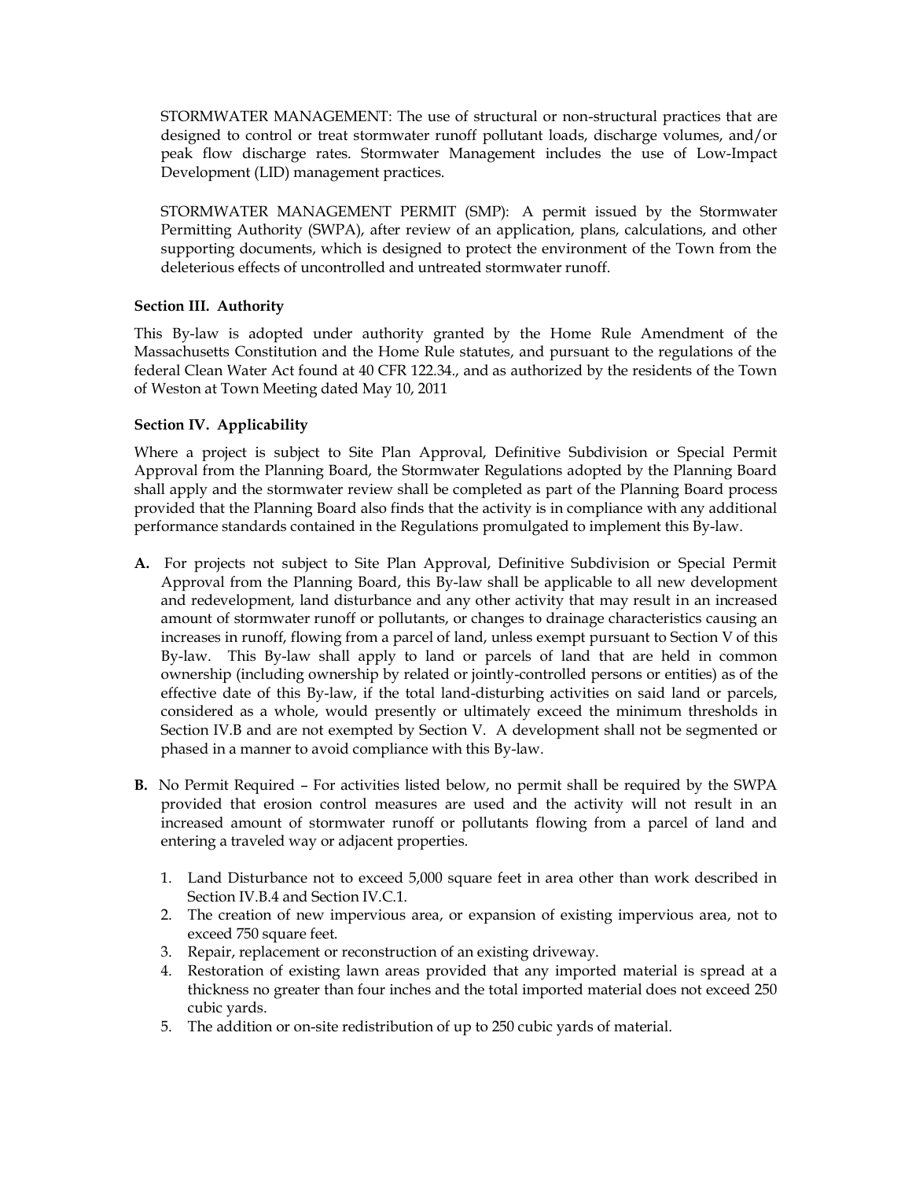STORMWATER MANAGEMENT: The use of structural or non-structural practices that are designed to control or treat stormwater runoff pollutant loads, discharge volumes, and/or peak flow discharge rates. Stormwater Management includes the use of Low-Impact Development (LID) management practices.

STORMWATER MANAGEMENT PERMIT (SMP): A permit issued by the Stormwater Permitting Authority (SWPA), after review of an application, plans, calculations, and other supporting documents, which is designed to protect the environment of the Town from the deleterious effects of uncontrolled and untreated stormwater runoff.

**Section III. Authority**

This By-law is adopted under authority granted by the Home Rule Amendment of the Massachusetts Constitution and the Home Rule statutes, and pursuant to the regulations of the federal Clean Water Act found at 40 CFR 122.34., and as authorized by the residents of the Town of Weston at Town Meeting dated May 10, 2011

**Section IV. Applicability**

Where a project is subject to Site Plan Approval, Definitive Subdivision or Special Permit Approval from the Planning Board, the Stormwater Regulations adopted by the Planning Board shall apply and the stormwater review shall be completed as part of the Planning Board process provided that the Planning Board also finds that the activity is in compliance with any additional performance standards contained in the Regulations promulgated to implement this By-law.

**A.** For projects not subject to Site Plan Approval, Definitive Subdivision or Special Permit Approval from the Planning Board, this By-law shall be applicable to all new development and redevelopment, land disturbance and any other activity that may result in an increased amount of stormwater runoff or pollutants, or changes to drainage characteristics causing an increases in runoff, flowing from a parcel of land, unless exempt pursuant to Section V of this By-law. This By-law shall apply to land or parcels of land that are held in common ownership (including ownership by related or jointly-controlled persons or entities) as of the effective date of this By-law, if the total land-disturbing activities on said land or parcels, considered as a whole, would presently or ultimately exceed the minimum thresholds in Section IV.B and are not exempted by Section V. A development shall not be segmented or phased in a manner to avoid compliance with this By-law.

**B.** No Permit Required – For activities listed below, no permit shall be required by the SWPA provided that erosion control measures are used and the activity will not result in an increased amount of stormwater runoff or pollutants flowing from a parcel of land and entering a traveled way or adjacent properties.

1. Land Disturbance not to exceed 5,000 square feet in area other than work described in Section IV.B.4 and Section IV.C.1.
2. The creation of new impervious area, or expansion of existing impervious area, not to exceed 750 square feet.
3. Repair, replacement or reconstruction of an existing driveway.
4. Restoration of existing lawn areas provided that any imported material is spread at a thickness no greater than four inches and the total imported material does not exceed 250 cubic yards.
5. The addition or on-site redistribution of up to 250 cubic yards of material.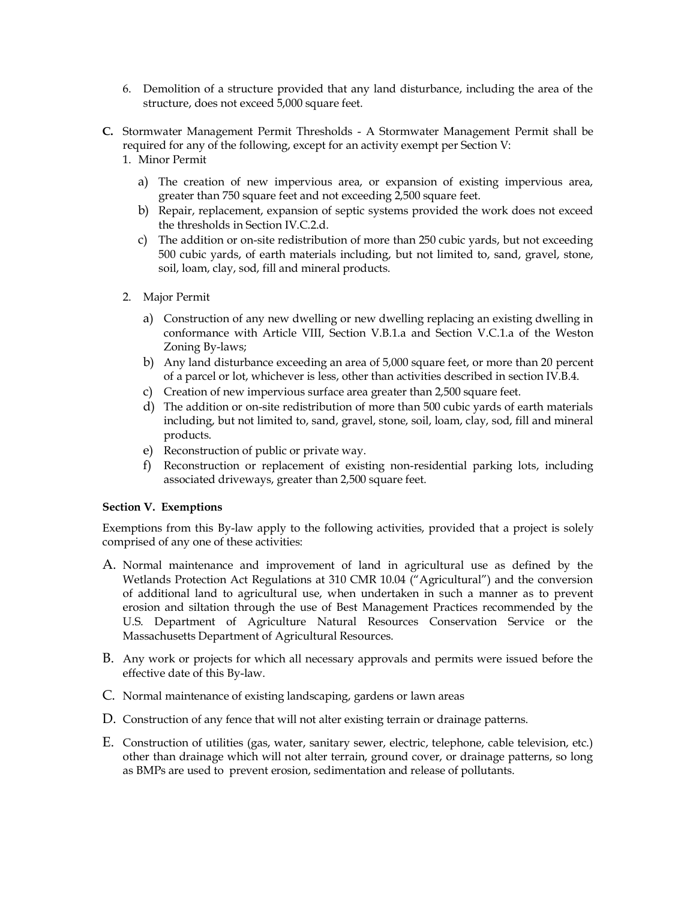6. Demolition of a structure provided that any land disturbance, including the area of the structure, does not exceed 5,000 square feet.

**C.** Stormwater Management Permit Thresholds - A Stormwater Management Permit shall be required for any of the following, except for an activity exempt per Section V:

1. Minor Permit

   a) The creation of new impervious area, or expansion of existing impervious area, greater than 750 square feet and not exceeding 2,500 square feet.

   b) Repair, replacement, expansion of septic systems provided the work does not exceed the thresholds in Section IV.C.2.d.

   c) The addition or on-site redistribution of more than 250 cubic yards, but not exceeding 500 cubic yards, of earth materials including, but not limited to, sand, gravel, stone, soil, loam, clay, sod, fill and mineral products.

2. Major Permit

   a) Construction of any new dwelling or new dwelling replacing an existing dwelling in conformance with Article VIII, Section V.B.1.a and Section V.C.1.a of the Weston Zoning By-laws;

   b) Any land disturbance exceeding an area of 5,000 square feet, or more than 20 percent of a parcel or lot, whichever is less, other than activities described in section IV.B.4.

   c) Creation of new impervious surface area greater than 2,500 square feet.

   d) The addition or on-site redistribution of more than 500 cubic yards of earth materials including, but not limited to, sand, gravel, stone, soil, loam, clay, sod, fill and mineral products.

   e) Reconstruction of public or private way.

   f) Reconstruction or replacement of existing non-residential parking lots, including associated driveways, greater than 2,500 square feet.

**Section V. Exemptions**

Exemptions from this By-law apply to the following activities, provided that a project is solely comprised of any one of these activities:

A. Normal maintenance and improvement of land in agricultural use as defined by the Wetlands Protection Act Regulations at 310 CMR 10.04 ("Agricultural") and the conversion of additional land to agricultural use, when undertaken in such a manner as to prevent erosion and siltation through the use of Best Management Practices recommended by the U.S. Department of Agriculture Natural Resources Conservation Service or the Massachusetts Department of Agricultural Resources.

B. Any work or projects for which all necessary approvals and permits were issued before the effective date of this By-law.

C. Normal maintenance of existing landscaping, gardens or lawn areas

D. Construction of any fence that will not alter existing terrain or drainage patterns.

E. Construction of utilities (gas, water, sanitary sewer, electric, telephone, cable television, etc.) other than drainage which will not alter terrain, ground cover, or drainage patterns, so long as BMPs are used to prevent erosion, sedimentation and release of pollutants.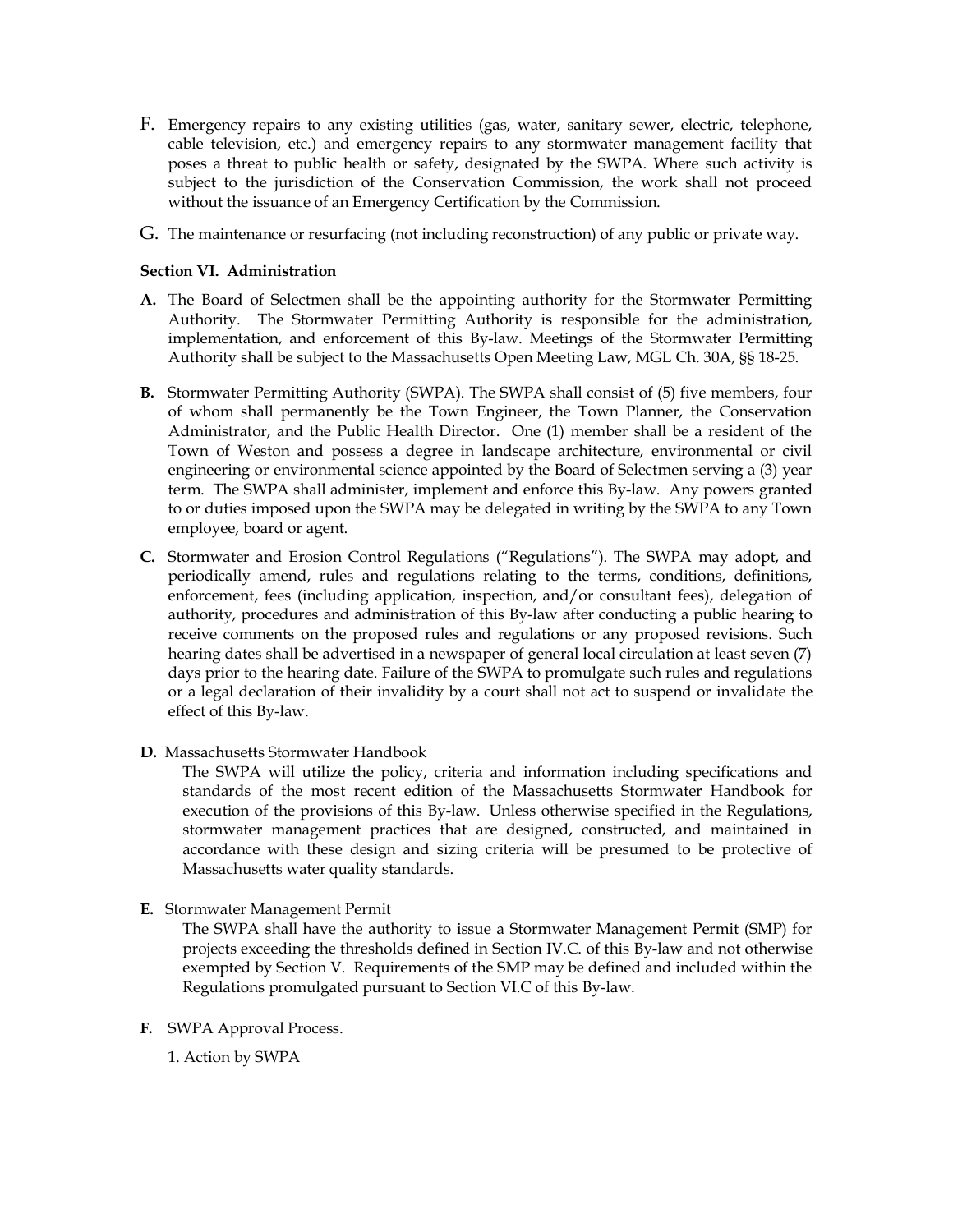F. Emergency repairs to any existing utilities (gas, water, sanitary sewer, electric, telephone, cable television, etc.) and emergency repairs to any stormwater management facility that poses a threat to public health or safety, designated by the SWPA. Where such activity is subject to the jurisdiction of the Conservation Commission, the work shall not proceed without the issuance of an Emergency Certification by the Commission.

G. The maintenance or resurfacing (not including reconstruction) of any public or private way.

**Section VI. Administration**

**A.** The Board of Selectmen shall be the appointing authority for the Stormwater Permitting Authority. The Stormwater Permitting Authority is responsible for the administration, implementation, and enforcement of this By-law. Meetings of the Stormwater Permitting Authority shall be subject to the Massachusetts Open Meeting Law, MGL Ch. 30A, §§ 18-25.

**B.** Stormwater Permitting Authority (SWPA). The SWPA shall consist of (5) five members, four of whom shall permanently be the Town Engineer, the Town Planner, the Conservation Administrator, and the Public Health Director. One (1) member shall be a resident of the Town of Weston and possess a degree in landscape architecture, environmental or civil engineering or environmental science appointed by the Board of Selectmen serving a (3) year term. The SWPA shall administer, implement and enforce this By-law. Any powers granted to or duties imposed upon the SWPA may be delegated in writing by the SWPA to any Town employee, board or agent.

**C.** Stormwater and Erosion Control Regulations ("Regulations"). The SWPA may adopt, and periodically amend, rules and regulations relating to the terms, conditions, definitions, enforcement, fees (including application, inspection, and/or consultant fees), delegation of authority, procedures and administration of this By-law after conducting a public hearing to receive comments on the proposed rules and regulations or any proposed revisions. Such hearing dates shall be advertised in a newspaper of general local circulation at least seven (7) days prior to the hearing date. Failure of the SWPA to promulgate such rules and regulations or a legal declaration of their invalidity by a court shall not act to suspend or invalidate the effect of this By-law.

**D.** Massachusetts Stormwater Handbook

The SWPA will utilize the policy, criteria and information including specifications and standards of the most recent edition of the Massachusetts Stormwater Handbook for execution of the provisions of this By-law. Unless otherwise specified in the Regulations, stormwater management practices that are designed, constructed, and maintained in accordance with these design and sizing criteria will be presumed to be protective of Massachusetts water quality standards.

**E.** Stormwater Management Permit

The SWPA shall have the authority to issue a Stormwater Management Permit (SMP) for projects exceeding the thresholds defined in Section IV.C. of this By-law and not otherwise exempted by Section V. Requirements of the SMP may be defined and included within the Regulations promulgated pursuant to Section VI.C of this By-law.

**F.** SWPA Approval Process.

1. Action by SWPA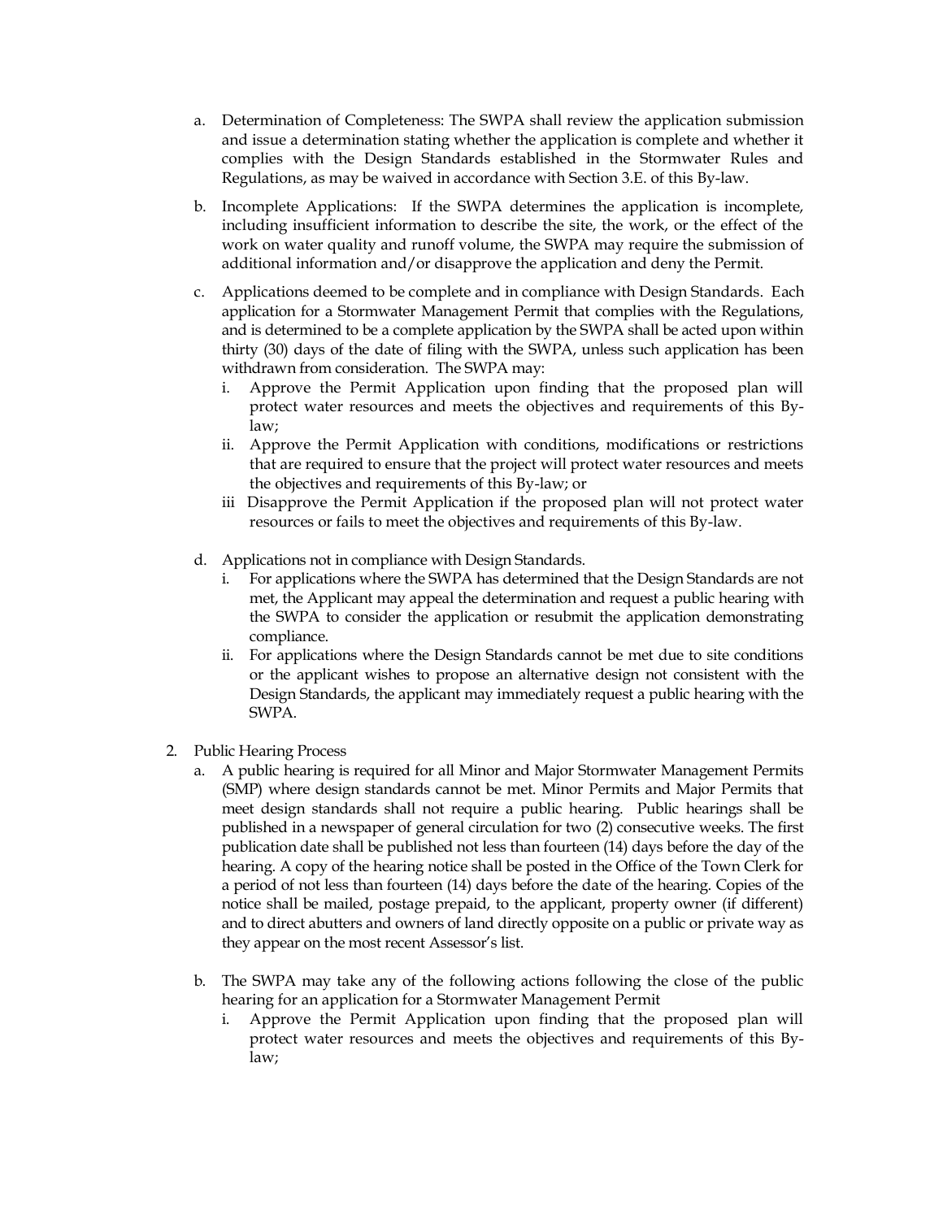a. Determination of Completeness: The SWPA shall review the application submission and issue a determination stating whether the application is complete and whether it complies with the Design Standards established in the Stormwater Rules and Regulations, as may be waived in accordance with Section 3.E. of this By-law.

b. Incomplete Applications: If the SWPA determines the application is incomplete, including insufficient information to describe the site, the work, or the effect of the work on water quality and runoff volume, the SWPA may require the submission of additional information and/or disapprove the application and deny the Permit.

c. Applications deemed to be complete and in compliance with Design Standards. Each application for a Stormwater Management Permit that complies with the Regulations, and is determined to be a complete application by the SWPA shall be acted upon within thirty (30) days of the date of filing with the SWPA, unless such application has been withdrawn from consideration. The SWPA may:
   i. Approve the Permit Application upon finding that the proposed plan will protect water resources and meets the objectives and requirements of this By-law;
   ii. Approve the Permit Application with conditions, modifications or restrictions that are required to ensure that the project will protect water resources and meets the objectives and requirements of this By-law; or
   iii Disapprove the Permit Application if the proposed plan will not protect water resources or fails to meet the objectives and requirements of this By-law.

d. Applications not in compliance with Design Standards.
   i. For applications where the SWPA has determined that the Design Standards are not met, the Applicant may appeal the determination and request a public hearing with the SWPA to consider the application or resubmit the application demonstrating compliance.
   ii. For applications where the Design Standards cannot be met due to site conditions or the applicant wishes to propose an alternative design not consistent with the Design Standards, the applicant may immediately request a public hearing with the SWPA.

2. Public Hearing Process
   a. A public hearing is required for all Minor and Major Stormwater Management Permits (SMP) where design standards cannot be met. Minor Permits and Major Permits that meet design standards shall not require a public hearing. Public hearings shall be published in a newspaper of general circulation for two (2) consecutive weeks. The first publication date shall be published not less than fourteen (14) days before the day of the hearing. A copy of the hearing notice shall be posted in the Office of the Town Clerk for a period of not less than fourteen (14) days before the date of the hearing. Copies of the notice shall be mailed, postage prepaid, to the applicant, property owner (if different) and to direct abutters and owners of land directly opposite on a public or private way as they appear on the most recent Assessor's list.

   b. The SWPA may take any of the following actions following the close of the public hearing for an application for a Stormwater Management Permit
      i. Approve the Permit Application upon finding that the proposed plan will protect water resources and meets the objectives and requirements of this By-law;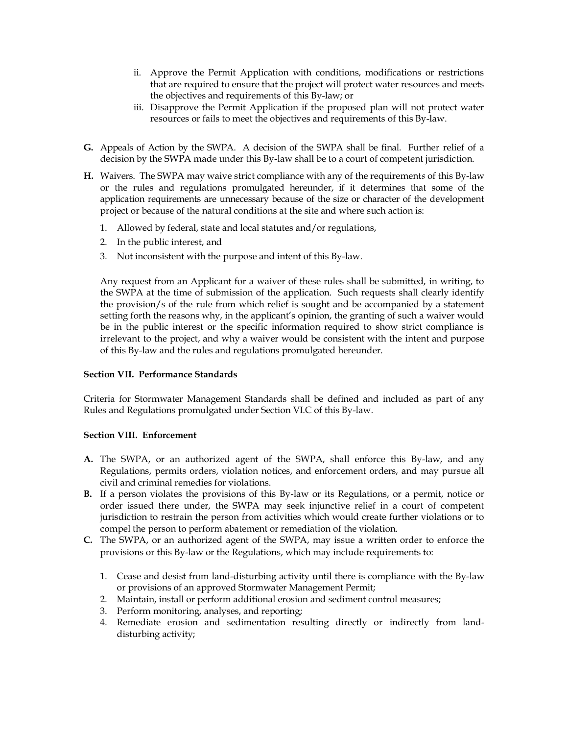ii. Approve the Permit Application with conditions, modifications or restrictions that are required to ensure that the project will protect water resources and meets the objectives and requirements of this By-law; or
iii. Disapprove the Permit Application if the proposed plan will not protect water resources or fails to meet the objectives and requirements of this By-law.

**G.** Appeals of Action by the SWPA. A decision of the SWPA shall be final. Further relief of a decision by the SWPA made under this By-law shall be to a court of competent jurisdiction.

**H.** Waivers. The SWPA may waive strict compliance with any of the requirements of this By-law or the rules and regulations promulgated hereunder, if it determines that some of the application requirements are unnecessary because of the size or character of the development project or because of the natural conditions at the site and where such action is:

1. Allowed by federal, state and local statutes and/or regulations,
2. In the public interest, and
3. Not inconsistent with the purpose and intent of this By-law.

Any request from an Applicant for a waiver of these rules shall be submitted, in writing, to the SWPA at the time of submission of the application. Such requests shall clearly identify the provision/s of the rule from which relief is sought and be accompanied by a statement setting forth the reasons why, in the applicant's opinion, the granting of such a waiver would be in the public interest or the specific information required to show strict compliance is irrelevant to the project, and why a waiver would be consistent with the intent and purpose of this By-law and the rules and regulations promulgated hereunder.

**Section VII. Performance Standards**

Criteria for Stormwater Management Standards shall be defined and included as part of any Rules and Regulations promulgated under Section VI.C of this By-law.

**Section VIII. Enforcement**

**A.** The SWPA, or an authorized agent of the SWPA, shall enforce this By-law, and any Regulations, permits orders, violation notices, and enforcement orders, and may pursue all civil and criminal remedies for violations.

**B.** If a person violates the provisions of this By-law or its Regulations, or a permit, notice or order issued there under, the SWPA may seek injunctive relief in a court of competent jurisdiction to restrain the person from activities which would create further violations or to compel the person to perform abatement or remediation of the violation.

**C.** The SWPA, or an authorized agent of the SWPA, may issue a written order to enforce the provisions or this By-law or the Regulations, which may include requirements to:

1. Cease and desist from land-disturbing activity until there is compliance with the By-law or provisions of an approved Stormwater Management Permit;
2. Maintain, install or perform additional erosion and sediment control measures;
3. Perform monitoring, analyses, and reporting;
4. Remediate erosion and sedimentation resulting directly or indirectly from land-disturbing activity;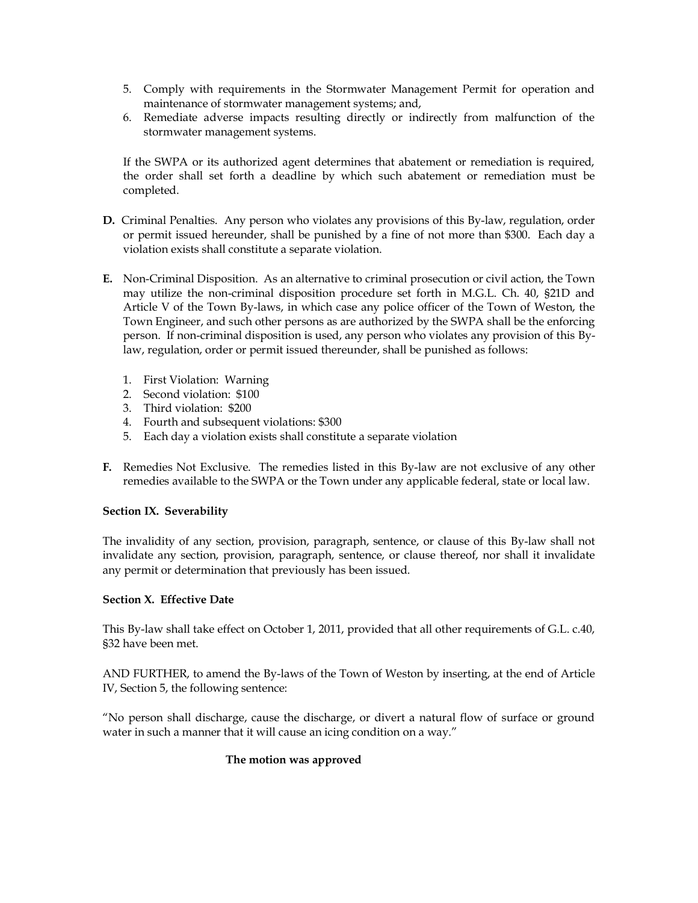5. Comply with requirements in the Stormwater Management Permit for operation and maintenance of stormwater management systems; and,
6. Remediate adverse impacts resulting directly or indirectly from malfunction of the stormwater management systems.

If the SWPA or its authorized agent determines that abatement or remediation is required, the order shall set forth a deadline by which such abatement or remediation must be completed.

**D.** Criminal Penalties. Any person who violates any provisions of this By-law, regulation, order or permit issued hereunder, shall be punished by a fine of not more than $300. Each day a violation exists shall constitute a separate violation.

**E.** Non-Criminal Disposition. As an alternative to criminal prosecution or civil action, the Town may utilize the non-criminal disposition procedure set forth in M.G.L. Ch. 40, §21D and Article V of the Town By-laws, in which case any police officer of the Town of Weston, the Town Engineer, and such other persons as are authorized by the SWPA shall be the enforcing person. If non-criminal disposition is used, any person who violates any provision of this By-law, regulation, order or permit issued thereunder, shall be punished as follows:

1. First Violation: Warning
2. Second violation: $100
3. Third violation: $200
4. Fourth and subsequent violations: $300
5. Each day a violation exists shall constitute a separate violation

**F.** Remedies Not Exclusive. The remedies listed in this By-law are not exclusive of any other remedies available to the SWPA or the Town under any applicable federal, state or local law.

**Section IX. Severability**

The invalidity of any section, provision, paragraph, sentence, or clause of this By-law shall not invalidate any section, provision, paragraph, sentence, or clause thereof, nor shall it invalidate any permit or determination that previously has been issued.

**Section X. Effective Date**

This By-law shall take effect on October 1, 2011, provided that all other requirements of G.L. c.40, §32 have been met.

AND FURTHER, to amend the By-laws of the Town of Weston by inserting, at the end of Article IV, Section 5, the following sentence:

"No person shall discharge, cause the discharge, or divert a natural flow of surface or ground water in such a manner that it will cause an icing condition on a way."

**The motion was approved**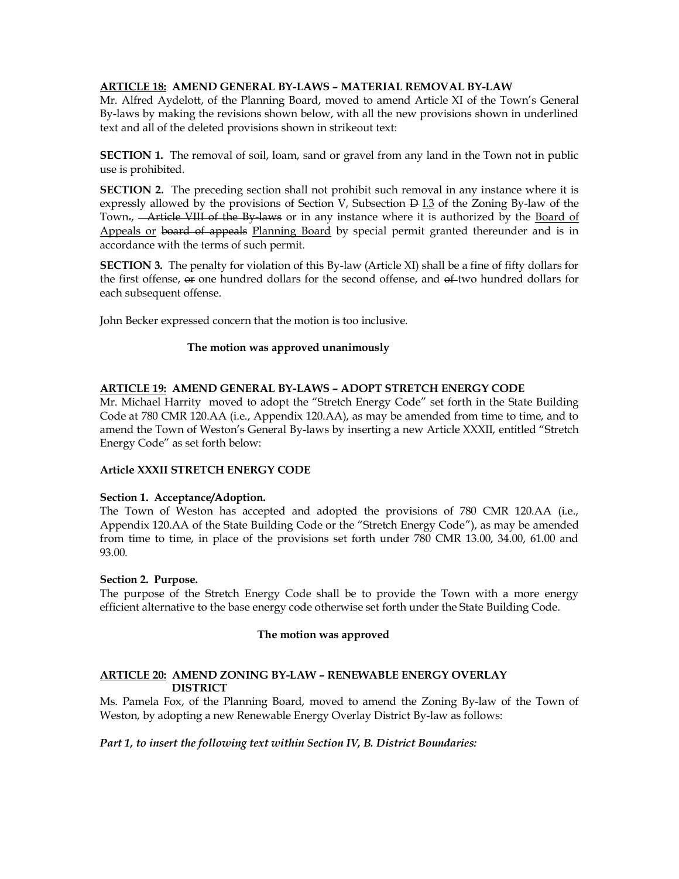**<u>ARTICLE 18:</u> AMEND GENERAL BY-LAWS – MATERIAL REMOVAL BY-LAW**

Mr. Alfred Aydelott, of the Planning Board, moved to amend Article XI of the Town's General By-laws by making the revisions shown below, with all the new provisions shown in underlined text and all of the deleted provisions shown in strikeout text:

**SECTION 1.** The removal of soil, loam, sand or gravel from any land in the Town not in public use is prohibited.

**SECTION 2.** The preceding section shall not prohibit such removal in any instance where it is expressly allowed by the provisions of Section V, Subsection ~~D~~ <u>I.3</u> of the Zoning By-law of the Town~~.~~, ~~Article VIII of the By-laws~~ or in any instance where it is authorized by the <u>Board of Appeals or</u> ~~board of appeals~~ <u>Planning Board</u> by special permit granted thereunder and is in accordance with the terms of such permit.

**SECTION 3.** The penalty for violation of this By-law (Article XI) shall be a fine of fifty dollars for the first offense, ~~or~~ one hundred dollars for the second offense, and ~~of~~ two hundred dollars for each subsequent offense.

John Becker expressed concern that the motion is too inclusive.

**The motion was approved unanimously**

**<u>ARTICLE 19:</u> AMEND GENERAL BY-LAWS – ADOPT STRETCH ENERGY CODE**

Mr. Michael Harrity moved to adopt the "Stretch Energy Code" set forth in the State Building Code at 780 CMR 120.AA (i.e., Appendix 120.AA), as may be amended from time to time, and to amend the Town of Weston's General By-laws by inserting a new Article XXXII, entitled "Stretch Energy Code" as set forth below:

**Article XXXII STRETCH ENERGY CODE**

**Section 1. Acceptance/Adoption.**

The Town of Weston has accepted and adopted the provisions of 780 CMR 120.AA (i.e., Appendix 120.AA of the State Building Code or the "Stretch Energy Code"), as may be amended from time to time, in place of the provisions set forth under 780 CMR 13.00, 34.00, 61.00 and 93.00.

**Section 2. Purpose.**

The purpose of the Stretch Energy Code shall be to provide the Town with a more energy efficient alternative to the base energy code otherwise set forth under the State Building Code.

**The motion was approved**

**<u>ARTICLE 20:</u> AMEND ZONING BY-LAW – RENEWABLE ENERGY OVERLAY DISTRICT**

Ms. Pamela Fox, of the Planning Board, moved to amend the Zoning By-law of the Town of Weston, by adopting a new Renewable Energy Overlay District By-law as follows:

***Part 1, to insert the following text within Section IV, B. District Boundaries:***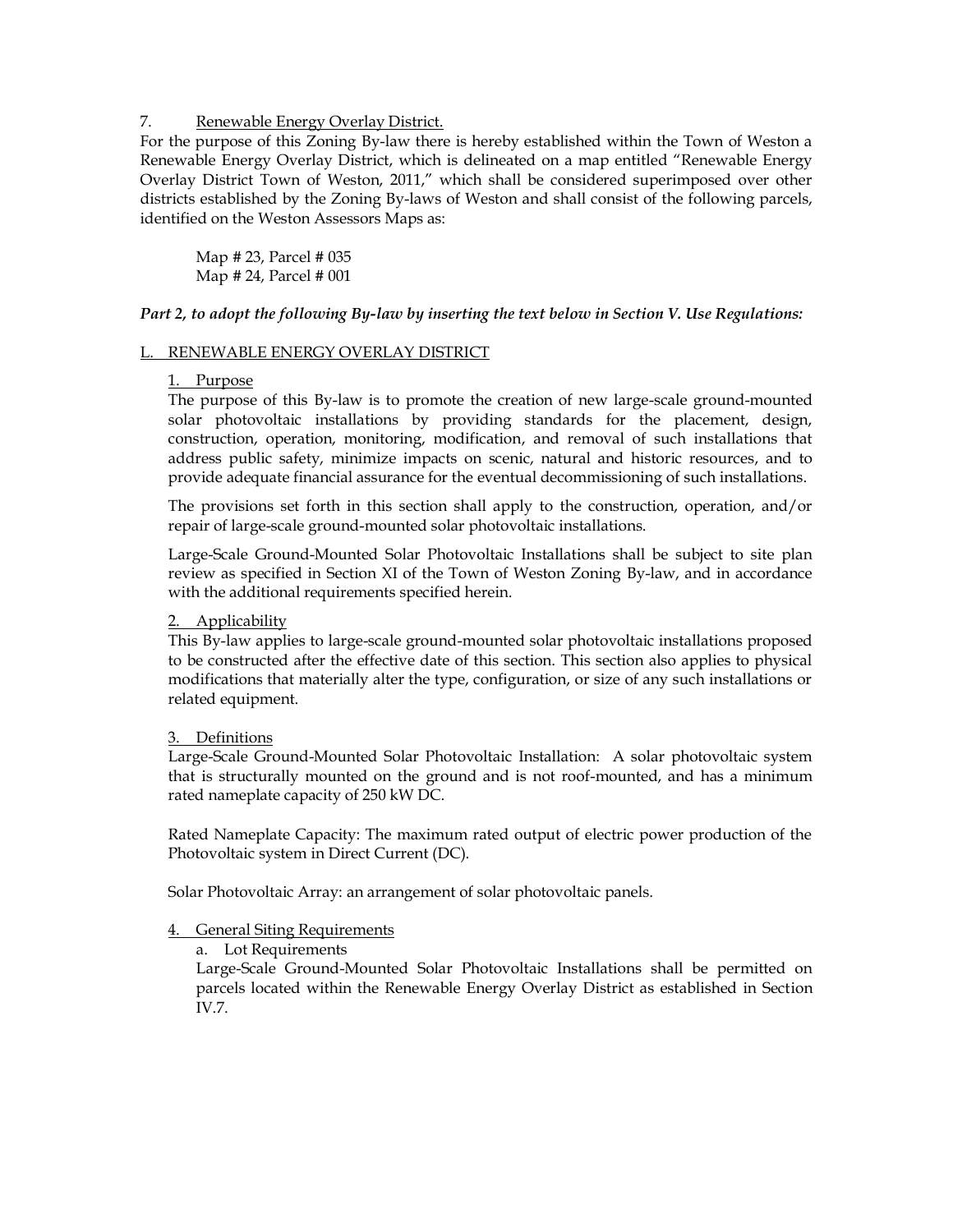7. <u>Renewable Energy Overlay District.</u>

For the purpose of this Zoning By-law there is hereby established within the Town of Weston a Renewable Energy Overlay District, which is delineated on a map entitled "Renewable Energy Overlay District Town of Weston, 2011," which shall be considered superimposed over other districts established by the Zoning By-laws of Weston and shall consist of the following parcels, identified on the Weston Assessors Maps as:

Map # 23, Parcel # 035
Map # 24, Parcel # 001

***Part 2, to adopt the following By-law by inserting the text below in Section V. Use Regulations:***

<u>L. RENEWABLE ENERGY OVERLAY DISTRICT</u>

<u>1. Purpose</u>

The purpose of this By-law is to promote the creation of new large-scale ground-mounted solar photovoltaic installations by providing standards for the placement, design, construction, operation, monitoring, modification, and removal of such installations that address public safety, minimize impacts on scenic, natural and historic resources, and to provide adequate financial assurance for the eventual decommissioning of such installations.

The provisions set forth in this section shall apply to the construction, operation, and/or repair of large-scale ground-mounted solar photovoltaic installations.

Large-Scale Ground-Mounted Solar Photovoltaic Installations shall be subject to site plan review as specified in Section XI of the Town of Weston Zoning By-law, and in accordance with the additional requirements specified herein.

<u>2. Applicability</u>

This By-law applies to large-scale ground-mounted solar photovoltaic installations proposed to be constructed after the effective date of this section. This section also applies to physical modifications that materially alter the type, configuration, or size of any such installations or related equipment.

<u>3. Definitions</u>

Large-Scale Ground-Mounted Solar Photovoltaic Installation: A solar photovoltaic system that is structurally mounted on the ground and is not roof-mounted, and has a minimum rated nameplate capacity of 250 kW DC.

Rated Nameplate Capacity: The maximum rated output of electric power production of the Photovoltaic system in Direct Current (DC).

Solar Photovoltaic Array: an arrangement of solar photovoltaic panels.

<u>4. General Siting Requirements</u>

a. Lot Requirements

Large-Scale Ground-Mounted Solar Photovoltaic Installations shall be permitted on parcels located within the Renewable Energy Overlay District as established in Section IV.7.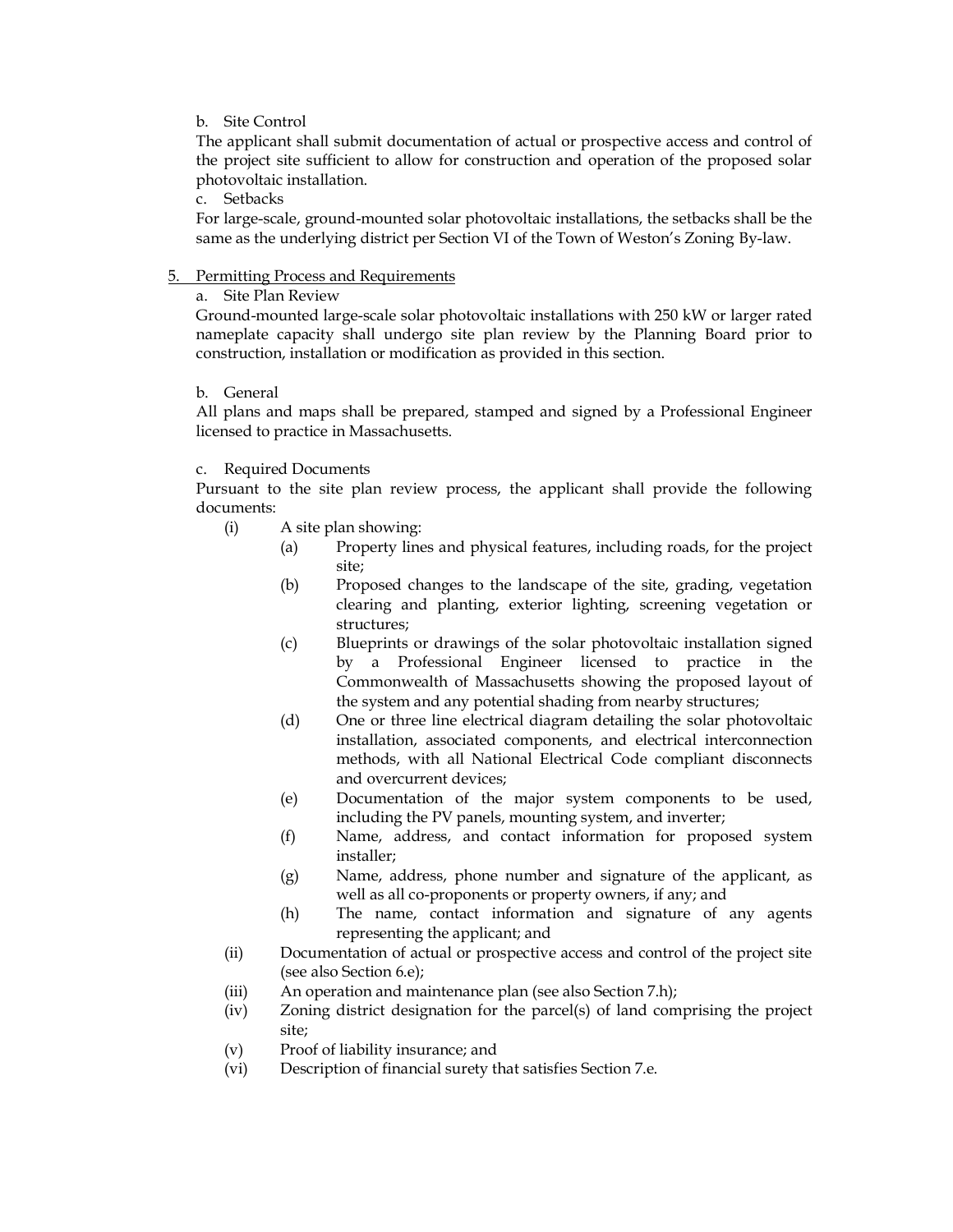b. Site Control

The applicant shall submit documentation of actual or prospective access and control of the project site sufficient to allow for construction and operation of the proposed solar photovoltaic installation.

c. Setbacks

For large-scale, ground-mounted solar photovoltaic installations, the setbacks shall be the same as the underlying district per Section VI of the Town of Weston's Zoning By-law.

5. <u>Permitting Process and Requirements</u>

a. Site Plan Review

Ground-mounted large-scale solar photovoltaic installations with 250 kW or larger rated nameplate capacity shall undergo site plan review by the Planning Board prior to construction, installation or modification as provided in this section.

b. General

All plans and maps shall be prepared, stamped and signed by a Professional Engineer licensed to practice in Massachusetts.

c. Required Documents

Pursuant to the site plan review process, the applicant shall provide the following documents:

(i) A site plan showing:
- (a) Property lines and physical features, including roads, for the project site;
- (b) Proposed changes to the landscape of the site, grading, vegetation clearing and planting, exterior lighting, screening vegetation or structures;
- (c) Blueprints or drawings of the solar photovoltaic installation signed by a Professional Engineer licensed to practice in the Commonwealth of Massachusetts showing the proposed layout of the system and any potential shading from nearby structures;
- (d) One or three line electrical diagram detailing the solar photovoltaic installation, associated components, and electrical interconnection methods, with all National Electrical Code compliant disconnects and overcurrent devices;
- (e) Documentation of the major system components to be used, including the PV panels, mounting system, and inverter;
- (f) Name, address, and contact information for proposed system installer;
- (g) Name, address, phone number and signature of the applicant, as well as all co-proponents or property owners, if any; and
- (h) The name, contact information and signature of any agents representing the applicant; and

(ii) Documentation of actual or prospective access and control of the project site (see also Section 6.e);

(iii) An operation and maintenance plan (see also Section 7.h);

(iv) Zoning district designation for the parcel(s) of land comprising the project site;

(v) Proof of liability insurance; and

(vi) Description of financial surety that satisfies Section 7.e.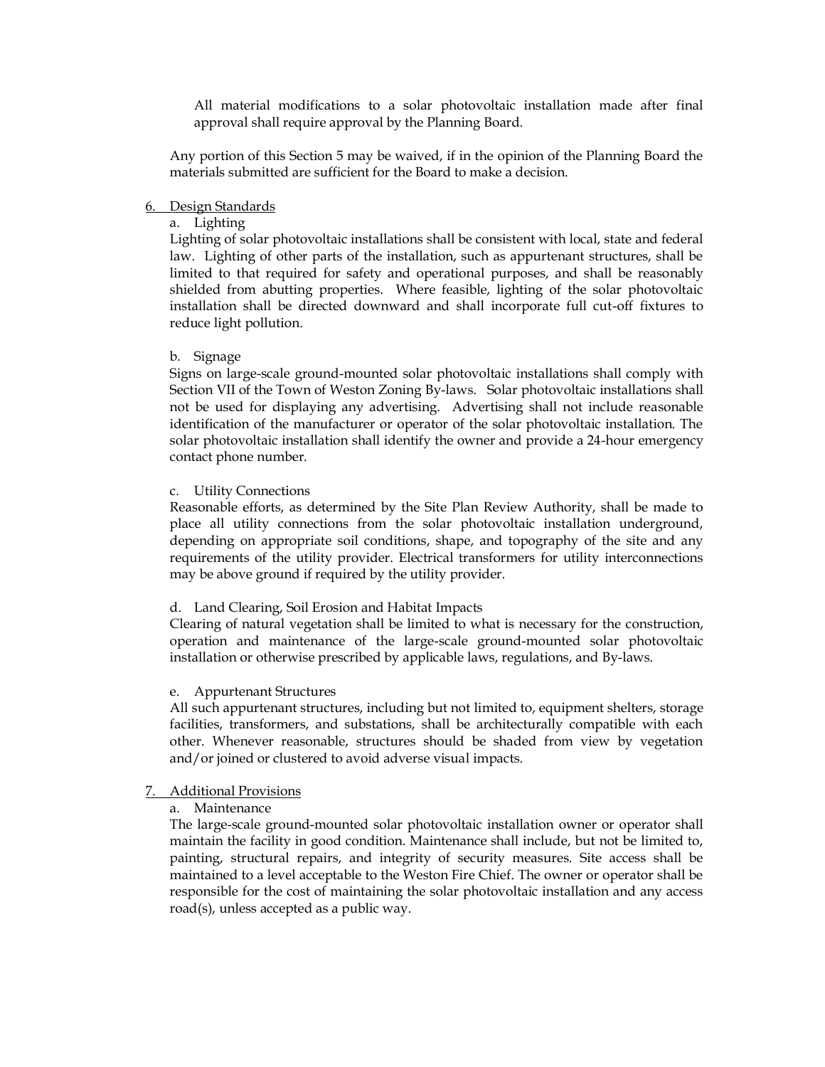All material modifications to a solar photovoltaic installation made after final approval shall require approval by the Planning Board.

Any portion of this Section 5 may be waived, if in the opinion of the Planning Board the materials submitted are sufficient for the Board to make a decision.

6. Design Standards

a. Lighting

Lighting of solar photovoltaic installations shall be consistent with local, state and federal law. Lighting of other parts of the installation, such as appurtenant structures, shall be limited to that required for safety and operational purposes, and shall be reasonably shielded from abutting properties. Where feasible, lighting of the solar photovoltaic installation shall be directed downward and shall incorporate full cut-off fixtures to reduce light pollution.

b. Signage

Signs on large-scale ground-mounted solar photovoltaic installations shall comply with Section VII of the Town of Weston Zoning By-laws. Solar photovoltaic installations shall not be used for displaying any advertising. Advertising shall not include reasonable identification of the manufacturer or operator of the solar photovoltaic installation. The solar photovoltaic installation shall identify the owner and provide a 24-hour emergency contact phone number.

c. Utility Connections

Reasonable efforts, as determined by the Site Plan Review Authority, shall be made to place all utility connections from the solar photovoltaic installation underground, depending on appropriate soil conditions, shape, and topography of the site and any requirements of the utility provider. Electrical transformers for utility interconnections may be above ground if required by the utility provider.

d. Land Clearing, Soil Erosion and Habitat Impacts

Clearing of natural vegetation shall be limited to what is necessary for the construction, operation and maintenance of the large-scale ground-mounted solar photovoltaic installation or otherwise prescribed by applicable laws, regulations, and By-laws.

e. Appurtenant Structures

All such appurtenant structures, including but not limited to, equipment shelters, storage facilities, transformers, and substations, shall be architecturally compatible with each other. Whenever reasonable, structures should be shaded from view by vegetation and/or joined or clustered to avoid adverse visual impacts.

7. Additional Provisions

a. Maintenance

The large-scale ground-mounted solar photovoltaic installation owner or operator shall maintain the facility in good condition. Maintenance shall include, but not be limited to, painting, structural repairs, and integrity of security measures. Site access shall be maintained to a level acceptable to the Weston Fire Chief. The owner or operator shall be responsible for the cost of maintaining the solar photovoltaic installation and any access road(s), unless accepted as a public way.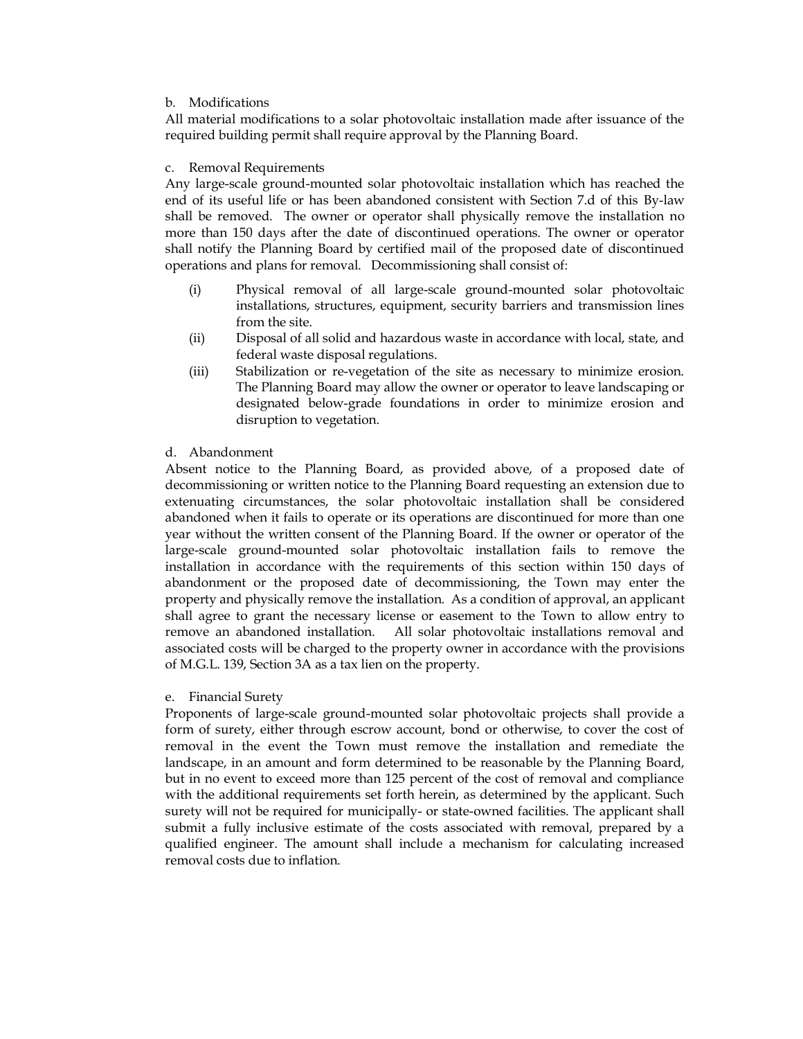b. Modifications

All material modifications to a solar photovoltaic installation made after issuance of the required building permit shall require approval by the Planning Board.

c. Removal Requirements

Any large-scale ground-mounted solar photovoltaic installation which has reached the end of its useful life or has been abandoned consistent with Section 7.d of this By-law shall be removed. The owner or operator shall physically remove the installation no more than 150 days after the date of discontinued operations. The owner or operator shall notify the Planning Board by certified mail of the proposed date of discontinued operations and plans for removal. Decommissioning shall consist of:

(i) Physical removal of all large-scale ground-mounted solar photovoltaic installations, structures, equipment, security barriers and transmission lines from the site.

(ii) Disposal of all solid and hazardous waste in accordance with local, state, and federal waste disposal regulations.

(iii) Stabilization or re-vegetation of the site as necessary to minimize erosion. The Planning Board may allow the owner or operator to leave landscaping or designated below-grade foundations in order to minimize erosion and disruption to vegetation.

d. Abandonment

Absent notice to the Planning Board, as provided above, of a proposed date of decommissioning or written notice to the Planning Board requesting an extension due to extenuating circumstances, the solar photovoltaic installation shall be considered abandoned when it fails to operate or its operations are discontinued for more than one year without the written consent of the Planning Board. If the owner or operator of the large-scale ground-mounted solar photovoltaic installation fails to remove the installation in accordance with the requirements of this section within 150 days of abandonment or the proposed date of decommissioning, the Town may enter the property and physically remove the installation. As a condition of approval, an applicant shall agree to grant the necessary license or easement to the Town to allow entry to remove an abandoned installation. All solar photovoltaic installations removal and associated costs will be charged to the property owner in accordance with the provisions of M.G.L. 139, Section 3A as a tax lien on the property.

e. Financial Surety

Proponents of large-scale ground-mounted solar photovoltaic projects shall provide a form of surety, either through escrow account, bond or otherwise, to cover the cost of removal in the event the Town must remove the installation and remediate the landscape, in an amount and form determined to be reasonable by the Planning Board, but in no event to exceed more than 125 percent of the cost of removal and compliance with the additional requirements set forth herein, as determined by the applicant. Such surety will not be required for municipally- or state-owned facilities. The applicant shall submit a fully inclusive estimate of the costs associated with removal, prepared by a qualified engineer. The amount shall include a mechanism for calculating increased removal costs due to inflation.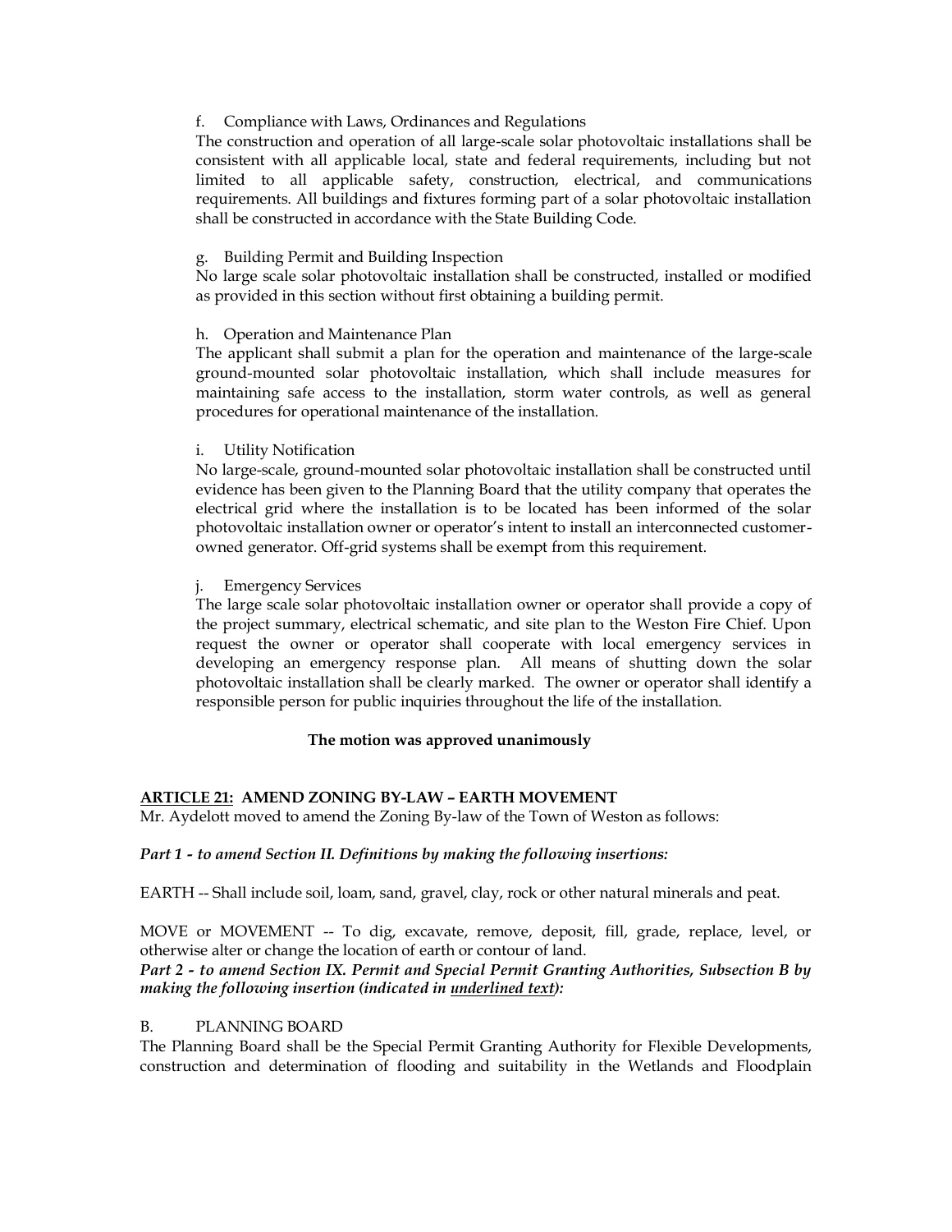f. Compliance with Laws, Ordinances and Regulations
The construction and operation of all large-scale solar photovoltaic installations shall be consistent with all applicable local, state and federal requirements, including but not limited to all applicable safety, construction, electrical, and communications requirements. All buildings and fixtures forming part of a solar photovoltaic installation shall be constructed in accordance with the State Building Code.

g. Building Permit and Building Inspection
No large scale solar photovoltaic installation shall be constructed, installed or modified as provided in this section without first obtaining a building permit.

h. Operation and Maintenance Plan
The applicant shall submit a plan for the operation and maintenance of the large-scale ground-mounted solar photovoltaic installation, which shall include measures for maintaining safe access to the installation, storm water controls, as well as general procedures for operational maintenance of the installation.

i. Utility Notification
No large-scale, ground-mounted solar photovoltaic installation shall be constructed until evidence has been given to the Planning Board that the utility company that operates the electrical grid where the installation is to be located has been informed of the solar photovoltaic installation owner or operator's intent to install an interconnected customer-owned generator. Off-grid systems shall be exempt from this requirement.

j. Emergency Services
The large scale solar photovoltaic installation owner or operator shall provide a copy of the project summary, electrical schematic, and site plan to the Weston Fire Chief. Upon request the owner or operator shall cooperate with local emergency services in developing an emergency response plan. All means of shutting down the solar photovoltaic installation shall be clearly marked. The owner or operator shall identify a responsible person for public inquiries throughout the life of the installation.

**The motion was approved unanimously**

## ARTICLE 21: AMEND ZONING BY-LAW – EARTH MOVEMENT

Mr. Aydelott moved to amend the Zoning By-law of the Town of Weston as follows:

***Part 1 - to amend Section II. Definitions by making the following insertions:***

EARTH -- Shall include soil, loam, sand, gravel, clay, rock or other natural minerals and peat.

MOVE or MOVEMENT -- To dig, excavate, remove, deposit, fill, grade, replace, level, or otherwise alter or change the location of earth or contour of land.

***Part 2 - to amend Section IX. Permit and Special Permit Granting Authorities, Subsection B by making the following insertion (indicated in underlined text):***

B. PLANNING BOARD
The Planning Board shall be the Special Permit Granting Authority for Flexible Developments, construction and determination of flooding and suitability in the Wetlands and Floodplain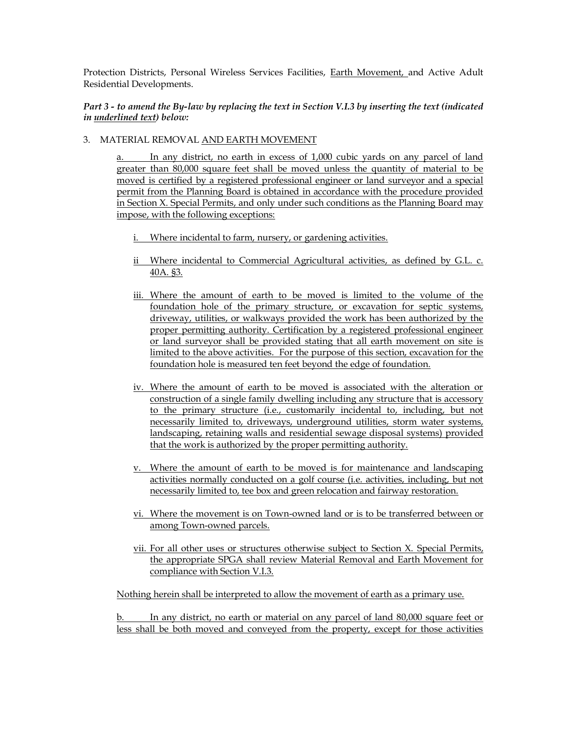Protection Districts, Personal Wireless Services Facilities, <u>Earth Movement,</u> and Active Adult Residential Developments.

***Part 3 - to amend the By-law by replacing the text in Section V.I.3 by inserting the text (indicated in <u>underlined text</u>) below:***

3. MATERIAL REMOVAL <u>AND EARTH MOVEMENT</u>

<u>a. In any district, no earth in excess of 1,000 cubic yards on any parcel of land greater than 80,000 square feet shall be moved unless the quantity of material to be moved is certified by a registered professional engineer or land surveyor and a special permit from the Planning Board is obtained in accordance with the procedure provided in Section X. Special Permits, and only under such conditions as the Planning Board may impose, with the following exceptions:</u>

<u>i. Where incidental to farm, nursery, or gardening activities.</u>

<u>ii Where incidental to Commercial Agricultural activities, as defined by G.L. c. 40A. §3.</u>

<u>iii. Where the amount of earth to be moved is limited to the volume of the foundation hole of the primary structure, or excavation for septic systems, driveway, utilities, or walkways provided the work has been authorized by the proper permitting authority. Certification by a registered professional engineer or land surveyor shall be provided stating that all earth movement on site is limited to the above activities. For the purpose of this section, excavation for the foundation hole is measured ten feet beyond the edge of foundation.</u>

<u>iv. Where the amount of earth to be moved is associated with the alteration or construction of a single family dwelling including any structure that is accessory to the primary structure (i.e., customarily incidental to, including, but not necessarily limited to, driveways, underground utilities, storm water systems, landscaping, retaining walls and residential sewage disposal systems) provided that the work is authorized by the proper permitting authority.</u>

<u>v. Where the amount of earth to be moved is for maintenance and landscaping activities normally conducted on a golf course (i.e. activities, including, but not necessarily limited to, tee box and green relocation and fairway restoration.</u>

<u>vi. Where the movement is on Town-owned land or is to be transferred between or among Town-owned parcels.</u>

<u>vii. For all other uses or structures otherwise subject to Section X. Special Permits, the appropriate SPGA shall review Material Removal and Earth Movement for compliance with Section V.I.3.</u>

<u>Nothing herein shall be interpreted to allow the movement of earth as a primary use.</u>

<u>b. In any district, no earth or material on any parcel of land 80,000 square feet or less shall be both moved and conveyed from the property, except for those activities</u>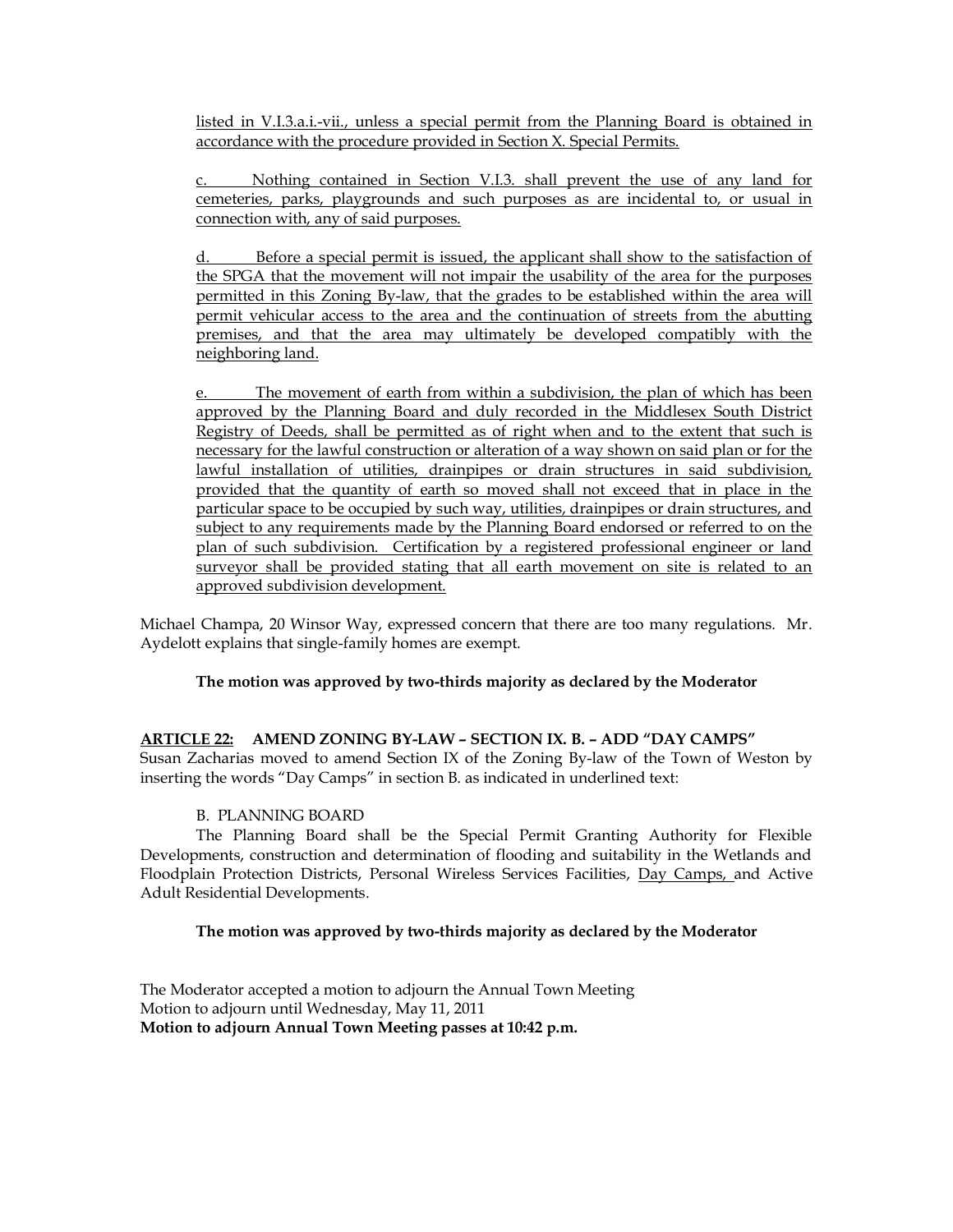listed in V.I.3.a.i.-vii., unless a special permit from the Planning Board is obtained in accordance with the procedure provided in Section X. Special Permits.

c. Nothing contained in Section V.I.3. shall prevent the use of any land for cemeteries, parks, playgrounds and such purposes as are incidental to, or usual in connection with, any of said purposes.

d. Before a special permit is issued, the applicant shall show to the satisfaction of the SPGA that the movement will not impair the usability of the area for the purposes permitted in this Zoning By-law, that the grades to be established within the area will permit vehicular access to the area and the continuation of streets from the abutting premises, and that the area may ultimately be developed compatibly with the neighboring land.

e. The movement of earth from within a subdivision, the plan of which has been approved by the Planning Board and duly recorded in the Middlesex South District Registry of Deeds, shall be permitted as of right when and to the extent that such is necessary for the lawful construction or alteration of a way shown on said plan or for the lawful installation of utilities, drainpipes or drain structures in said subdivision, provided that the quantity of earth so moved shall not exceed that in place in the particular space to be occupied by such way, utilities, drainpipes or drain structures, and subject to any requirements made by the Planning Board endorsed or referred to on the plan of such subdivision. Certification by a registered professional engineer or land surveyor shall be provided stating that all earth movement on site is related to an approved subdivision development.

Michael Champa, 20 Winsor Way, expressed concern that there are too many regulations. Mr. Aydelott explains that single-family homes are exempt.

**The motion was approved by two-thirds majority as declared by the Moderator**

**ARTICLE 22: AMEND ZONING BY-LAW – SECTION IX. B. – ADD "DAY CAMPS"**

Susan Zacharias moved to amend Section IX of the Zoning By-law of the Town of Weston by inserting the words "Day Camps" in section B. as indicated in underlined text:

B. PLANNING BOARD

The Planning Board shall be the Special Permit Granting Authority for Flexible Developments, construction and determination of flooding and suitability in the Wetlands and Floodplain Protection Districts, Personal Wireless Services Facilities, Day Camps, and Active Adult Residential Developments.

**The motion was approved by two-thirds majority as declared by the Moderator**

The Moderator accepted a motion to adjourn the Annual Town Meeting
Motion to adjourn until Wednesday, May 11, 2011
**Motion to adjourn Annual Town Meeting passes at 10:42 p.m.**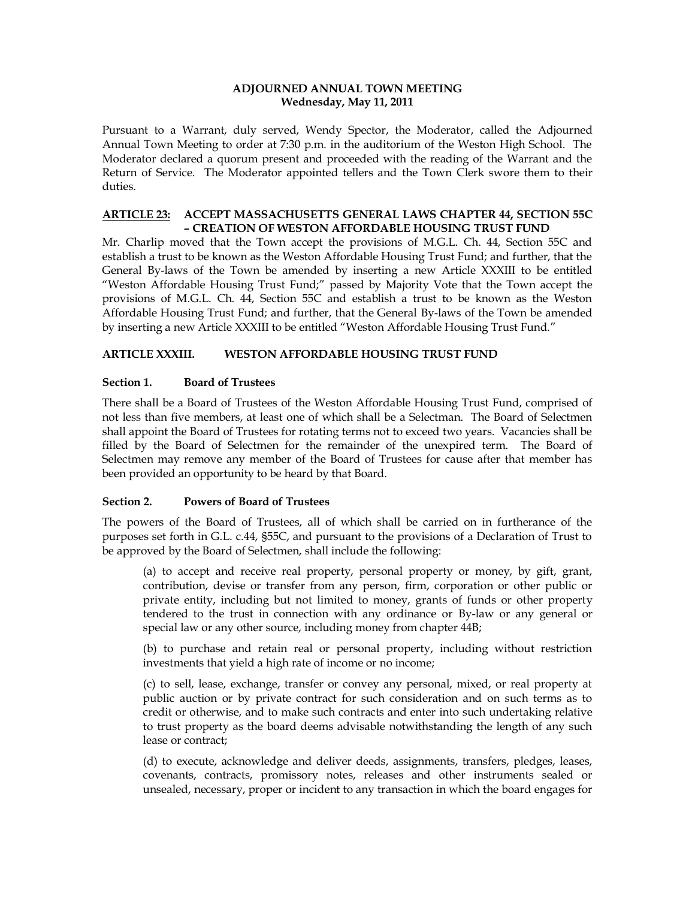**ADJOURNED ANNUAL TOWN MEETING**
**Wednesday, May 11, 2011**

Pursuant to a Warrant, duly served, Wendy Spector, the Moderator, called the Adjourned Annual Town Meeting to order at 7:30 p.m. in the auditorium of the Weston High School. The Moderator declared a quorum present and proceeded with the reading of the Warrant and the Return of Service. The Moderator appointed tellers and the Town Clerk swore them to their duties.

**ARTICLE 23: ACCEPT MASSACHUSETTS GENERAL LAWS CHAPTER 44, SECTION 55C – CREATION OF WESTON AFFORDABLE HOUSING TRUST FUND**

Mr. Charlip moved that the Town accept the provisions of M.G.L. Ch. 44, Section 55C and establish a trust to be known as the Weston Affordable Housing Trust Fund; and further, that the General By-laws of the Town be amended by inserting a new Article XXXIII to be entitled "Weston Affordable Housing Trust Fund;" passed by Majority Vote that the Town accept the provisions of M.G.L. Ch. 44, Section 55C and establish a trust to be known as the Weston Affordable Housing Trust Fund; and further, that the General By-laws of the Town be amended by inserting a new Article XXXIII to be entitled "Weston Affordable Housing Trust Fund."

**ARTICLE XXXIII. WESTON AFFORDABLE HOUSING TRUST FUND**

**Section 1. Board of Trustees**

There shall be a Board of Trustees of the Weston Affordable Housing Trust Fund, comprised of not less than five members, at least one of which shall be a Selectman. The Board of Selectmen shall appoint the Board of Trustees for rotating terms not to exceed two years. Vacancies shall be filled by the Board of Selectmen for the remainder of the unexpired term. The Board of Selectmen may remove any member of the Board of Trustees for cause after that member has been provided an opportunity to be heard by that Board.

**Section 2. Powers of Board of Trustees**

The powers of the Board of Trustees, all of which shall be carried on in furtherance of the purposes set forth in G.L. c.44, §55C, and pursuant to the provisions of a Declaration of Trust to be approved by the Board of Selectmen, shall include the following:

(a) to accept and receive real property, personal property or money, by gift, grant, contribution, devise or transfer from any person, firm, corporation or other public or private entity, including but not limited to money, grants of funds or other property tendered to the trust in connection with any ordinance or By-law or any general or special law or any other source, including money from chapter 44B;

(b) to purchase and retain real or personal property, including without restriction investments that yield a high rate of income or no income;

(c) to sell, lease, exchange, transfer or convey any personal, mixed, or real property at public auction or by private contract for such consideration and on such terms as to credit or otherwise, and to make such contracts and enter into such undertaking relative to trust property as the board deems advisable notwithstanding the length of any such lease or contract;

(d) to execute, acknowledge and deliver deeds, assignments, transfers, pledges, leases, covenants, contracts, promissory notes, releases and other instruments sealed or unsealed, necessary, proper or incident to any transaction in which the board engages for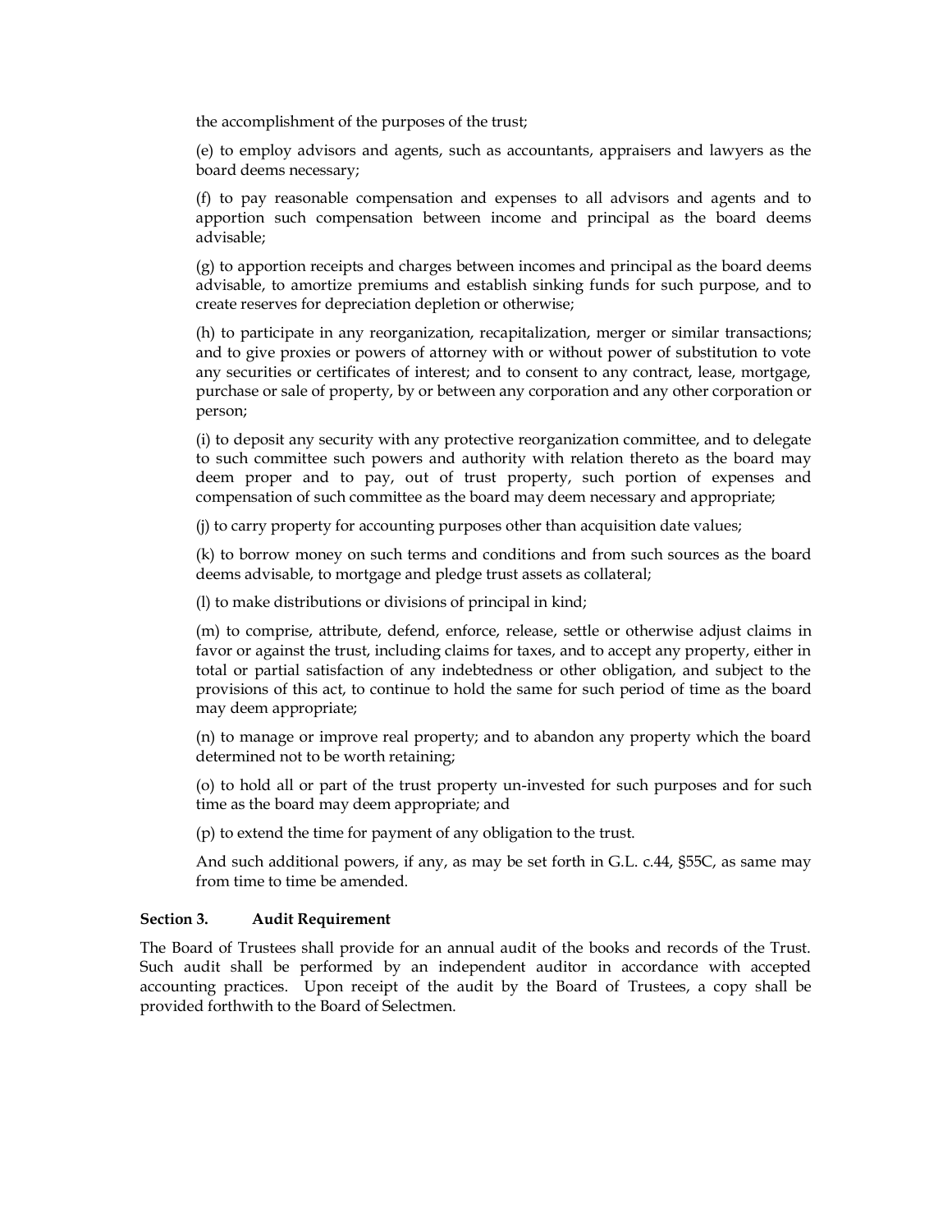the accomplishment of the purposes of the trust;

(e) to employ advisors and agents, such as accountants, appraisers and lawyers as the board deems necessary;

(f) to pay reasonable compensation and expenses to all advisors and agents and to apportion such compensation between income and principal as the board deems advisable;

(g) to apportion receipts and charges between incomes and principal as the board deems advisable, to amortize premiums and establish sinking funds for such purpose, and to create reserves for depreciation depletion or otherwise;

(h) to participate in any reorganization, recapitalization, merger or similar transactions; and to give proxies or powers of attorney with or without power of substitution to vote any securities or certificates of interest; and to consent to any contract, lease, mortgage, purchase or sale of property, by or between any corporation and any other corporation or person;

(i) to deposit any security with any protective reorganization committee, and to delegate to such committee such powers and authority with relation thereto as the board may deem proper and to pay, out of trust property, such portion of expenses and compensation of such committee as the board may deem necessary and appropriate;

(j) to carry property for accounting purposes other than acquisition date values;

(k) to borrow money on such terms and conditions and from such sources as the board deems advisable, to mortgage and pledge trust assets as collateral;

(l) to make distributions or divisions of principal in kind;

(m) to comprise, attribute, defend, enforce, release, settle or otherwise adjust claims in favor or against the trust, including claims for taxes, and to accept any property, either in total or partial satisfaction of any indebtedness or other obligation, and subject to the provisions of this act, to continue to hold the same for such period of time as the board may deem appropriate;

(n) to manage or improve real property; and to abandon any property which the board determined not to be worth retaining;

(o) to hold all or part of the trust property un-invested for such purposes and for such time as the board may deem appropriate; and

(p) to extend the time for payment of any obligation to the trust.

And such additional powers, if any, as may be set forth in G.L. c.44, §55C, as same may from time to time be amended.

**Section 3. Audit Requirement**

The Board of Trustees shall provide for an annual audit of the books and records of the Trust. Such audit shall be performed by an independent auditor in accordance with accepted accounting practices. Upon receipt of the audit by the Board of Trustees, a copy shall be provided forthwith to the Board of Selectmen.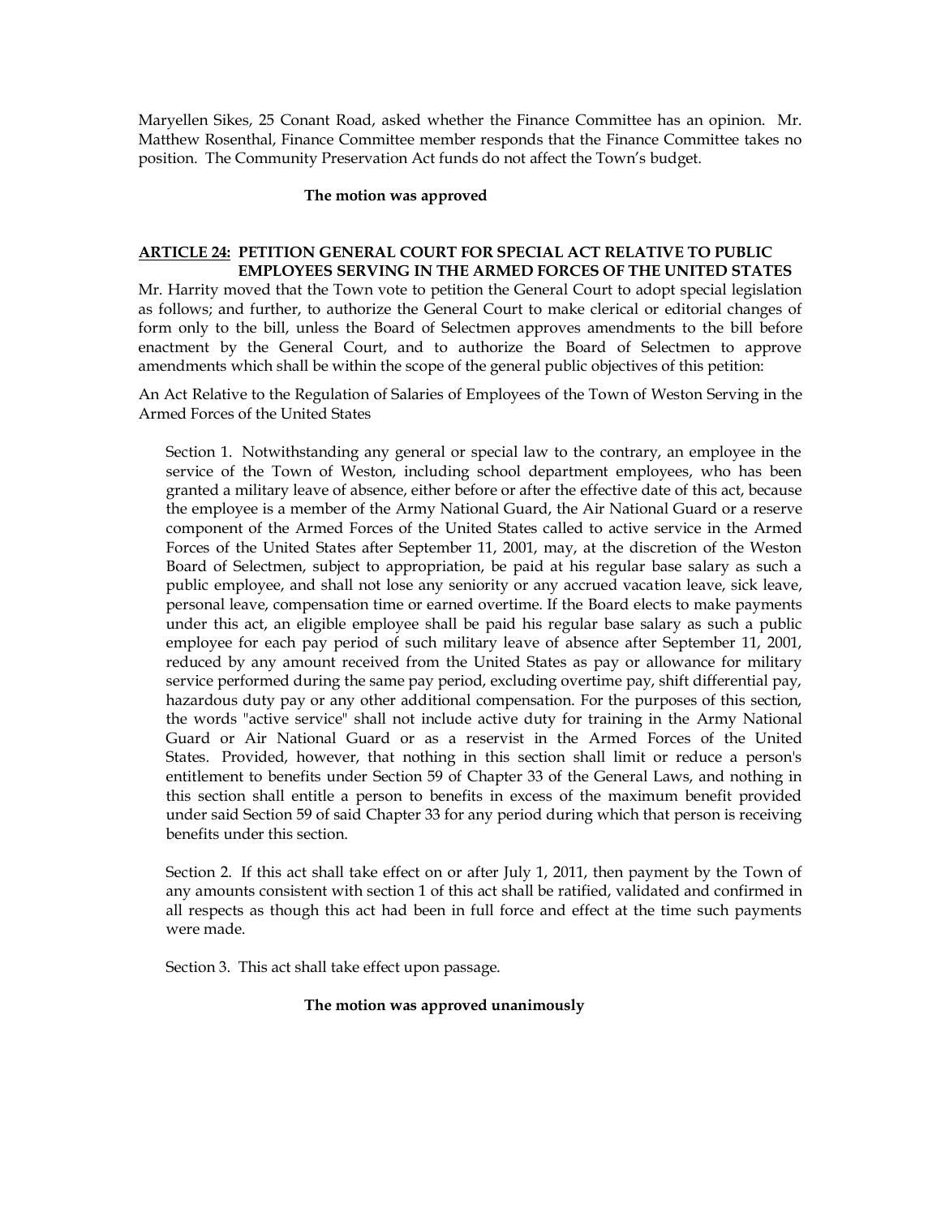Maryellen Sikes, 25 Conant Road, asked whether the Finance Committee has an opinion. Mr. Matthew Rosenthal, Finance Committee member responds that the Finance Committee takes no position. The Community Preservation Act funds do not affect the Town's budget.

**The motion was approved**

**<u>ARTICLE 24:</u> PETITION GENERAL COURT FOR SPECIAL ACT RELATIVE TO PUBLIC EMPLOYEES SERVING IN THE ARMED FORCES OF THE UNITED STATES**

Mr. Harrity moved that the Town vote to petition the General Court to adopt special legislation as follows; and further, to authorize the General Court to make clerical or editorial changes of form only to the bill, unless the Board of Selectmen approves amendments to the bill before enactment by the General Court, and to authorize the Board of Selectmen to approve amendments which shall be within the scope of the general public objectives of this petition:

An Act Relative to the Regulation of Salaries of Employees of the Town of Weston Serving in the Armed Forces of the United States

Section 1. Notwithstanding any general or special law to the contrary, an employee in the service of the Town of Weston, including school department employees, who has been granted a military leave of absence, either before or after the effective date of this act, because the employee is a member of the Army National Guard, the Air National Guard or a reserve component of the Armed Forces of the United States called to active service in the Armed Forces of the United States after September 11, 2001, may, at the discretion of the Weston Board of Selectmen, subject to appropriation, be paid at his regular base salary as such a public employee, and shall not lose any seniority or any accrued vacation leave, sick leave, personal leave, compensation time or earned overtime. If the Board elects to make payments under this act, an eligible employee shall be paid his regular base salary as such a public employee for each pay period of such military leave of absence after September 11, 2001, reduced by any amount received from the United States as pay or allowance for military service performed during the same pay period, excluding overtime pay, shift differential pay, hazardous duty pay or any other additional compensation. For the purposes of this section, the words "active service" shall not include active duty for training in the Army National Guard or Air National Guard or as a reservist in the Armed Forces of the United States. Provided, however, that nothing in this section shall limit or reduce a person's entitlement to benefits under Section 59 of Chapter 33 of the General Laws, and nothing in this section shall entitle a person to benefits in excess of the maximum benefit provided under said Section 59 of said Chapter 33 for any period during which that person is receiving benefits under this section.

Section 2. If this act shall take effect on or after July 1, 2011, then payment by the Town of any amounts consistent with section 1 of this act shall be ratified, validated and confirmed in all respects as though this act had been in full force and effect at the time such payments were made.

Section 3. This act shall take effect upon passage.

**The motion was approved unanimously**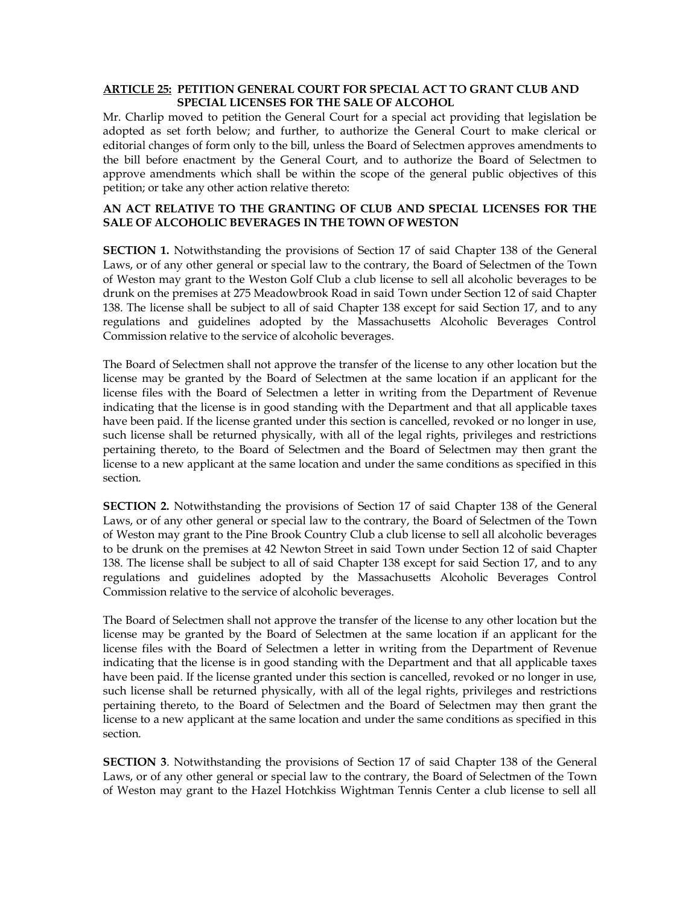**ARTICLE 25: PETITION GENERAL COURT FOR SPECIAL ACT TO GRANT CLUB AND SPECIAL LICENSES FOR THE SALE OF ALCOHOL**

Mr. Charlip moved to petition the General Court for a special act providing that legislation be adopted as set forth below; and further, to authorize the General Court to make clerical or editorial changes of form only to the bill, unless the Board of Selectmen approves amendments to the bill before enactment by the General Court, and to authorize the Board of Selectmen to approve amendments which shall be within the scope of the general public objectives of this petition; or take any other action relative thereto:

**AN ACT RELATIVE TO THE GRANTING OF CLUB AND SPECIAL LICENSES FOR THE SALE OF ALCOHOLIC BEVERAGES IN THE TOWN OF WESTON**

**SECTION 1.** Notwithstanding the provisions of Section 17 of said Chapter 138 of the General Laws, or of any other general or special law to the contrary, the Board of Selectmen of the Town of Weston may grant to the Weston Golf Club a club license to sell all alcoholic beverages to be drunk on the premises at 275 Meadowbrook Road in said Town under Section 12 of said Chapter 138. The license shall be subject to all of said Chapter 138 except for said Section 17, and to any regulations and guidelines adopted by the Massachusetts Alcoholic Beverages Control Commission relative to the service of alcoholic beverages.

The Board of Selectmen shall not approve the transfer of the license to any other location but the license may be granted by the Board of Selectmen at the same location if an applicant for the license files with the Board of Selectmen a letter in writing from the Department of Revenue indicating that the license is in good standing with the Department and that all applicable taxes have been paid. If the license granted under this section is cancelled, revoked or no longer in use, such license shall be returned physically, with all of the legal rights, privileges and restrictions pertaining thereto, to the Board of Selectmen and the Board of Selectmen may then grant the license to a new applicant at the same location and under the same conditions as specified in this section.

**SECTION 2.** Notwithstanding the provisions of Section 17 of said Chapter 138 of the General Laws, or of any other general or special law to the contrary, the Board of Selectmen of the Town of Weston may grant to the Pine Brook Country Club a club license to sell all alcoholic beverages to be drunk on the premises at 42 Newton Street in said Town under Section 12 of said Chapter 138. The license shall be subject to all of said Chapter 138 except for said Section 17, and to any regulations and guidelines adopted by the Massachusetts Alcoholic Beverages Control Commission relative to the service of alcoholic beverages.

The Board of Selectmen shall not approve the transfer of the license to any other location but the license may be granted by the Board of Selectmen at the same location if an applicant for the license files with the Board of Selectmen a letter in writing from the Department of Revenue indicating that the license is in good standing with the Department and that all applicable taxes have been paid. If the license granted under this section is cancelled, revoked or no longer in use, such license shall be returned physically, with all of the legal rights, privileges and restrictions pertaining thereto, to the Board of Selectmen and the Board of Selectmen may then grant the license to a new applicant at the same location and under the same conditions as specified in this section.

**SECTION 3**. Notwithstanding the provisions of Section 17 of said Chapter 138 of the General Laws, or of any other general or special law to the contrary, the Board of Selectmen of the Town of Weston may grant to the Hazel Hotchkiss Wightman Tennis Center a club license to sell all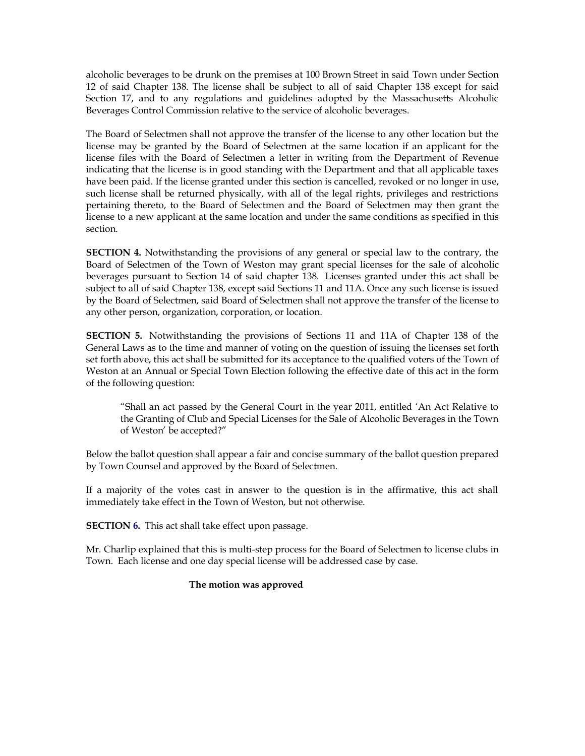alcoholic beverages to be drunk on the premises at 100 Brown Street in said Town under Section 12 of said Chapter 138. The license shall be subject to all of said Chapter 138 except for said Section 17, and to any regulations and guidelines adopted by the Massachusetts Alcoholic Beverages Control Commission relative to the service of alcoholic beverages.

The Board of Selectmen shall not approve the transfer of the license to any other location but the license may be granted by the Board of Selectmen at the same location if an applicant for the license files with the Board of Selectmen a letter in writing from the Department of Revenue indicating that the license is in good standing with the Department and that all applicable taxes have been paid. If the license granted under this section is cancelled, revoked or no longer in use, such license shall be returned physically, with all of the legal rights, privileges and restrictions pertaining thereto, to the Board of Selectmen and the Board of Selectmen may then grant the license to a new applicant at the same location and under the same conditions as specified in this section.

**SECTION 4.** Notwithstanding the provisions of any general or special law to the contrary, the Board of Selectmen of the Town of Weston may grant special licenses for the sale of alcoholic beverages pursuant to Section 14 of said chapter 138. Licenses granted under this act shall be subject to all of said Chapter 138, except said Sections 11 and 11A. Once any such license is issued by the Board of Selectmen, said Board of Selectmen shall not approve the transfer of the license to any other person, organization, corporation, or location.

**SECTION 5.** Notwithstanding the provisions of Sections 11 and 11A of Chapter 138 of the General Laws as to the time and manner of voting on the question of issuing the licenses set forth set forth above, this act shall be submitted for its acceptance to the qualified voters of the Town of Weston at an Annual or Special Town Election following the effective date of this act in the form of the following question:

> "Shall an act passed by the General Court in the year 2011, entitled 'An Act Relative to the Granting of Club and Special Licenses for the Sale of Alcoholic Beverages in the Town of Weston' be accepted?"

Below the ballot question shall appear a fair and concise summary of the ballot question prepared by Town Counsel and approved by the Board of Selectmen.

If a majority of the votes cast in answer to the question is in the affirmative, this act shall immediately take effect in the Town of Weston, but not otherwise.

**SECTION 6.** This act shall take effect upon passage.

Mr. Charlip explained that this is multi-step process for the Board of Selectmen to license clubs in Town. Each license and one day special license will be addressed case by case.

**The motion was approved**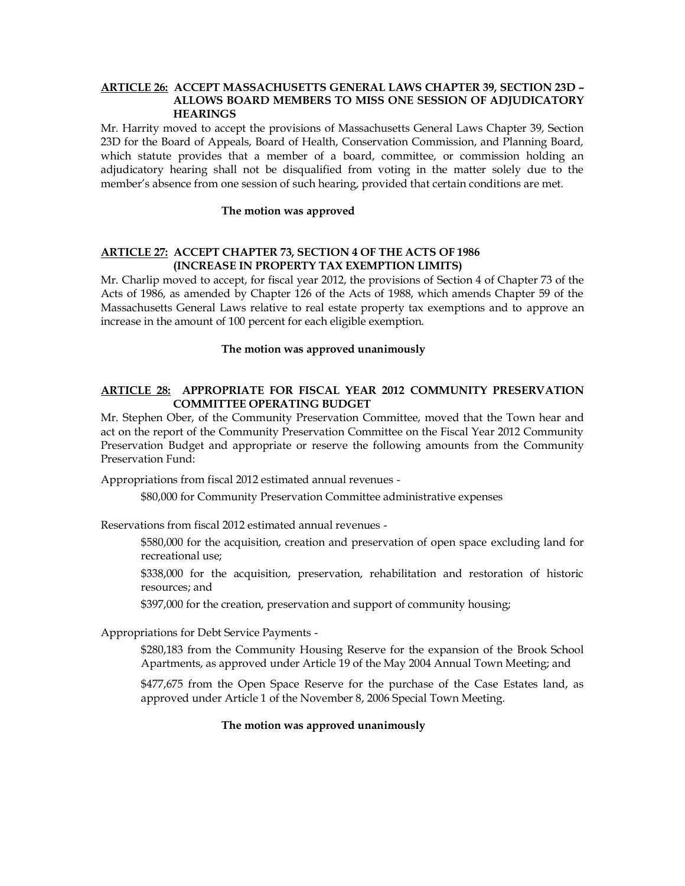## ARTICLE 26: ACCEPT MASSACHUSETTS GENERAL LAWS CHAPTER 39, SECTION 23D – ALLOWS BOARD MEMBERS TO MISS ONE SESSION OF ADJUDICATORY HEARINGS

Mr. Harrity moved to accept the provisions of Massachusetts General Laws Chapter 39, Section 23D for the Board of Appeals, Board of Health, Conservation Commission, and Planning Board, which statute provides that a member of a board, committee, or commission holding an adjudicatory hearing shall not be disqualified from voting in the matter solely due to the member's absence from one session of such hearing, provided that certain conditions are met.

**The motion was approved**

## ARTICLE 27: ACCEPT CHAPTER 73, SECTION 4 OF THE ACTS OF 1986 (INCREASE IN PROPERTY TAX EXEMPTION LIMITS)

Mr. Charlip moved to accept, for fiscal year 2012, the provisions of Section 4 of Chapter 73 of the Acts of 1986, as amended by Chapter 126 of the Acts of 1988, which amends Chapter 59 of the Massachusetts General Laws relative to real estate property tax exemptions and to approve an increase in the amount of 100 percent for each eligible exemption.

**The motion was approved unanimously**

## ARTICLE 28: APPROPRIATE FOR FISCAL YEAR 2012 COMMUNITY PRESERVATION COMMITTEE OPERATING BUDGET

Mr. Stephen Ober, of the Community Preservation Committee, moved that the Town hear and act on the report of the Community Preservation Committee on the Fiscal Year 2012 Community Preservation Budget and appropriate or reserve the following amounts from the Community Preservation Fund:

Appropriations from fiscal 2012 estimated annual revenues -

> $80,000 for Community Preservation Committee administrative expenses

Reservations from fiscal 2012 estimated annual revenues -

> $580,000 for the acquisition, creation and preservation of open space excluding land for recreational use;
>
> $338,000 for the acquisition, preservation, rehabilitation and restoration of historic resources; and
>
> $397,000 for the creation, preservation and support of community housing;

Appropriations for Debt Service Payments -

> $280,183 from the Community Housing Reserve for the expansion of the Brook School Apartments, as approved under Article 19 of the May 2004 Annual Town Meeting; and
>
> $477,675 from the Open Space Reserve for the purchase of the Case Estates land, as approved under Article 1 of the November 8, 2006 Special Town Meeting.

**The motion was approved unanimously**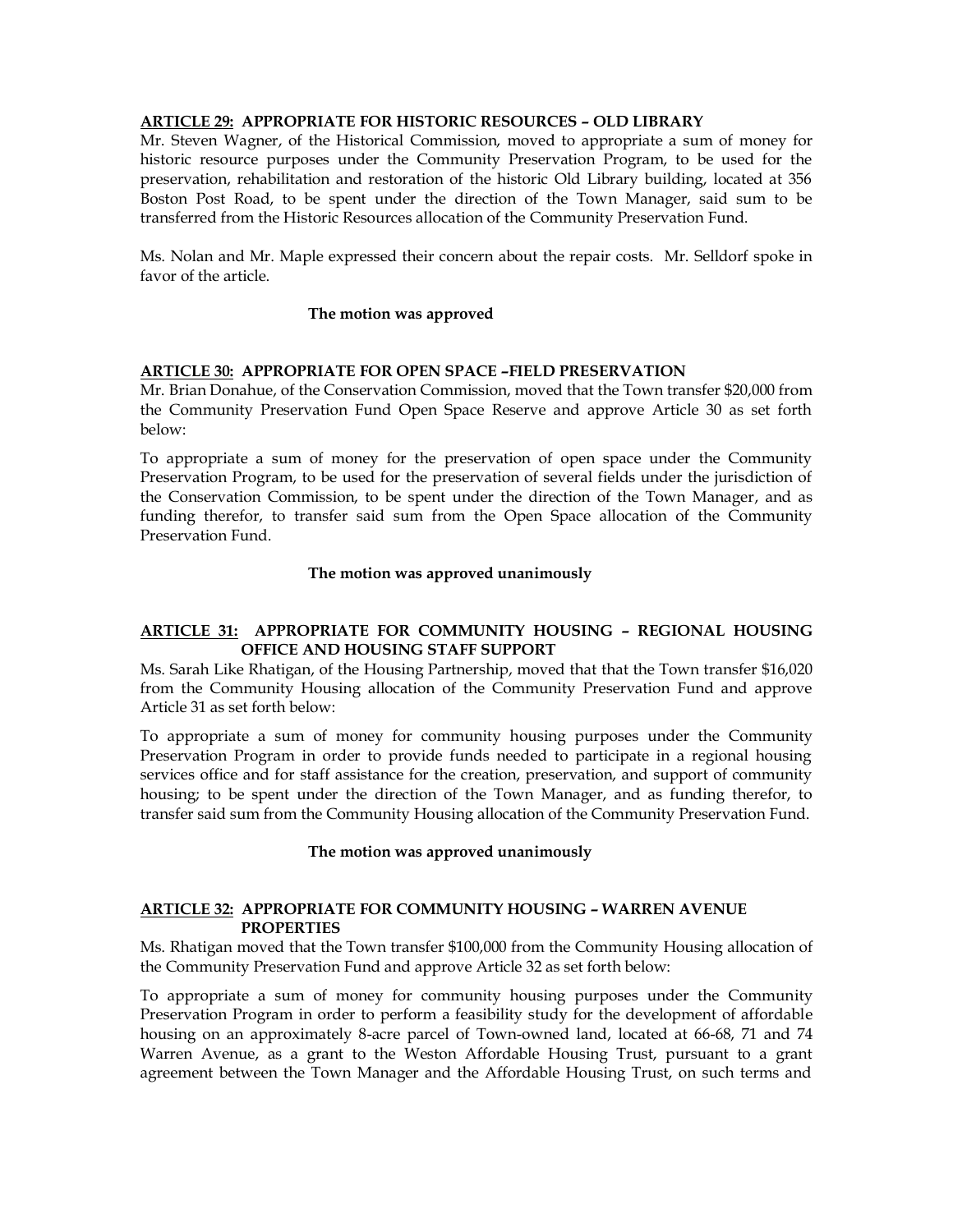**ARTICLE 29: APPROPRIATE FOR HISTORIC RESOURCES – OLD LIBRARY**

Mr. Steven Wagner, of the Historical Commission, moved to appropriate a sum of money for historic resource purposes under the Community Preservation Program, to be used for the preservation, rehabilitation and restoration of the historic Old Library building, located at 356 Boston Post Road, to be spent under the direction of the Town Manager, said sum to be transferred from the Historic Resources allocation of the Community Preservation Fund.

Ms. Nolan and Mr. Maple expressed their concern about the repair costs. Mr. Selldorf spoke in favor of the article.

**The motion was approved**

**ARTICLE 30: APPROPRIATE FOR OPEN SPACE –FIELD PRESERVATION**

Mr. Brian Donahue, of the Conservation Commission, moved that the Town transfer $20,000 from the Community Preservation Fund Open Space Reserve and approve Article 30 as set forth below:

To appropriate a sum of money for the preservation of open space under the Community Preservation Program, to be used for the preservation of several fields under the jurisdiction of the Conservation Commission, to be spent under the direction of the Town Manager, and as funding therefor, to transfer said sum from the Open Space allocation of the Community Preservation Fund.

**The motion was approved unanimously**

**ARTICLE 31: APPROPRIATE FOR COMMUNITY HOUSING – REGIONAL HOUSING OFFICE AND HOUSING STAFF SUPPORT**

Ms. Sarah Like Rhatigan, of the Housing Partnership, moved that that the Town transfer $16,020 from the Community Housing allocation of the Community Preservation Fund and approve Article 31 as set forth below:

To appropriate a sum of money for community housing purposes under the Community Preservation Program in order to provide funds needed to participate in a regional housing services office and for staff assistance for the creation, preservation, and support of community housing; to be spent under the direction of the Town Manager, and as funding therefor, to transfer said sum from the Community Housing allocation of the Community Preservation Fund.

**The motion was approved unanimously**

**ARTICLE 32: APPROPRIATE FOR COMMUNITY HOUSING – WARREN AVENUE PROPERTIES**

Ms. Rhatigan moved that the Town transfer $100,000 from the Community Housing allocation of the Community Preservation Fund and approve Article 32 as set forth below:

To appropriate a sum of money for community housing purposes under the Community Preservation Program in order to perform a feasibility study for the development of affordable housing on an approximately 8-acre parcel of Town-owned land, located at 66-68, 71 and 74 Warren Avenue, as a grant to the Weston Affordable Housing Trust, pursuant to a grant agreement between the Town Manager and the Affordable Housing Trust, on such terms and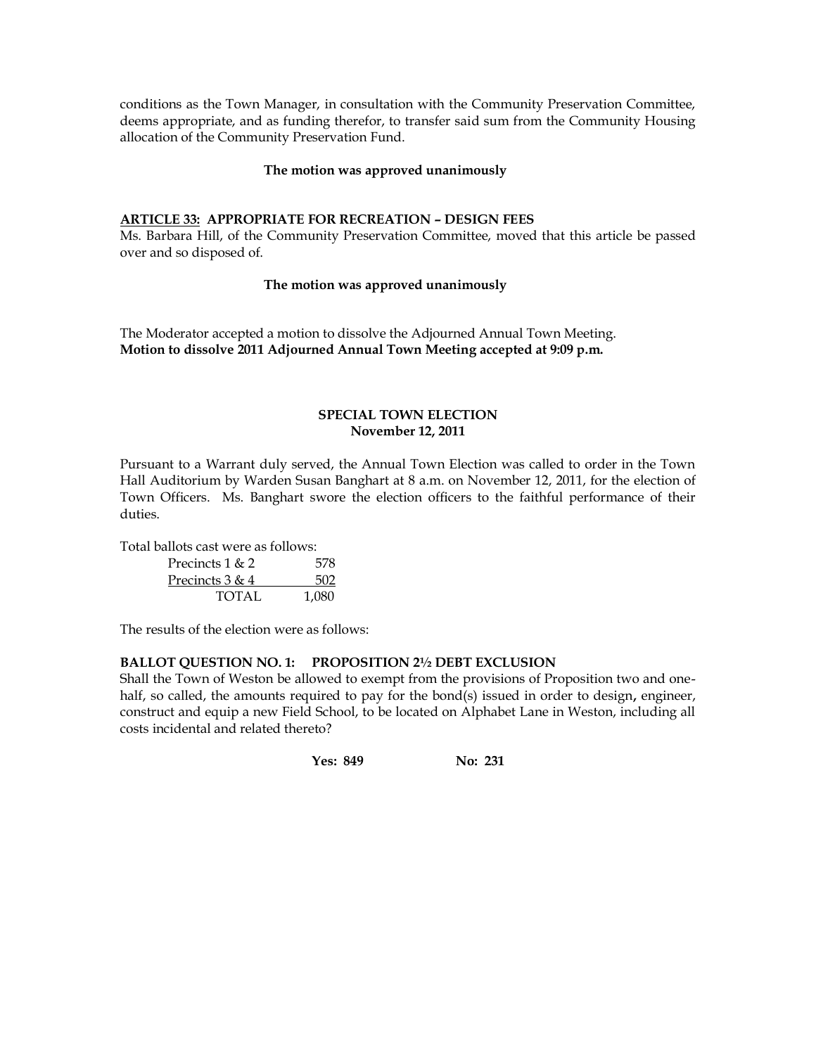conditions as the Town Manager, in consultation with the Community Preservation Committee, deems appropriate, and as funding therefor, to transfer said sum from the Community Housing allocation of the Community Preservation Fund.

**The motion was approved unanimously**

**ARTICLE 33: APPROPRIATE FOR RECREATION – DESIGN FEES**

Ms. Barbara Hill, of the Community Preservation Committee, moved that this article be passed over and so disposed of.

**The motion was approved unanimously**

The Moderator accepted a motion to dissolve the Adjourned Annual Town Meeting.
**Motion to dissolve 2011 Adjourned Annual Town Meeting accepted at 9:09 p.m.**

## SPECIAL TOWN ELECTION
### November 12, 2011

Pursuant to a Warrant duly served, the Annual Town Election was called to order in the Town Hall Auditorium by Warden Susan Banghart at 8 a.m. on November 12, 2011, for the election of Town Officers. Ms. Banghart swore the election officers to the faithful performance of their duties.

Total ballots cast were as follows:

| | |
|---|---|
| Precincts 1 & 2 | 578 |
| Precincts 3 & 4 | 502 |
| TOTAL | 1,080 |

The results of the election were as follows:

**BALLOT QUESTION NO. 1: PROPOSITION 2½ DEBT EXCLUSION**

Shall the Town of Weston be allowed to exempt from the provisions of Proposition two and one-half, so called, the amounts required to pay for the bond(s) issued in order to design, engineer, construct and equip a new Field School, to be located on Alphabet Lane in Weston, including all costs incidental and related thereto?

**Yes: 849** **No: 231**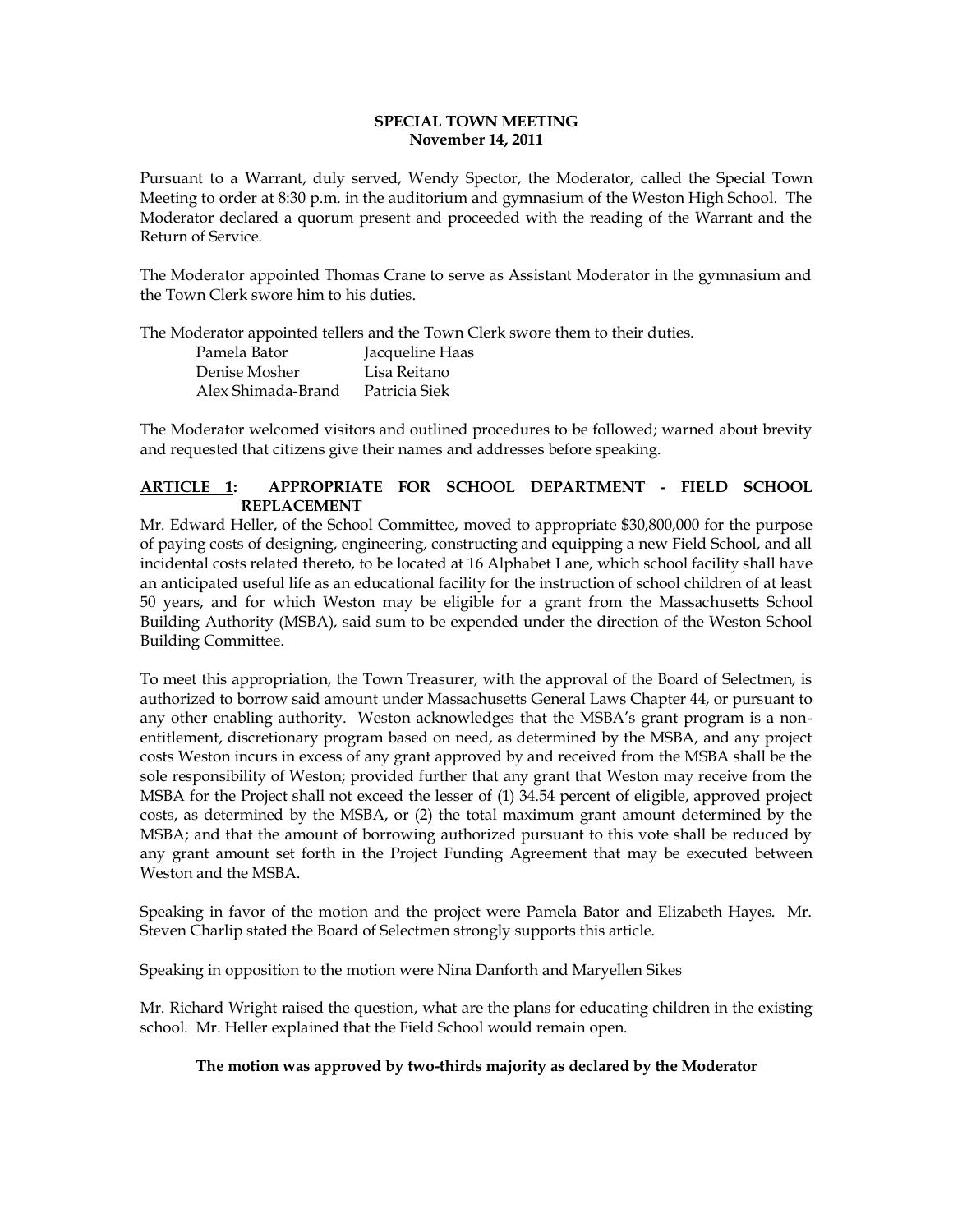**SPECIAL TOWN MEETING**
**November 14, 2011**

Pursuant to a Warrant, duly served, Wendy Spector, the Moderator, called the Special Town Meeting to order at 8:30 p.m. in the auditorium and gymnasium of the Weston High School. The Moderator declared a quorum present and proceeded with the reading of the Warrant and the Return of Service.

The Moderator appointed Thomas Crane to serve as Assistant Moderator in the gymnasium and the Town Clerk swore him to his duties.

The Moderator appointed tellers and the Town Clerk swore them to their duties.

| | |
|---|---|
| Pamela Bator | Jacqueline Haas |
| Denise Mosher | Lisa Reitano |
| Alex Shimada-Brand | Patricia Siek |

The Moderator welcomed visitors and outlined procedures to be followed; warned about brevity and requested that citizens give their names and addresses before speaking.

**ARTICLE 1: APPROPRIATE FOR SCHOOL DEPARTMENT - FIELD SCHOOL REPLACEMENT**

Mr. Edward Heller, of the School Committee, moved to appropriate $30,800,000 for the purpose of paying costs of designing, engineering, constructing and equipping a new Field School, and all incidental costs related thereto, to be located at 16 Alphabet Lane, which school facility shall have an anticipated useful life as an educational facility for the instruction of school children of at least 50 years, and for which Weston may be eligible for a grant from the Massachusetts School Building Authority (MSBA), said sum to be expended under the direction of the Weston School Building Committee.

To meet this appropriation, the Town Treasurer, with the approval of the Board of Selectmen, is authorized to borrow said amount under Massachusetts General Laws Chapter 44, or pursuant to any other enabling authority. Weston acknowledges that the MSBA's grant program is a non-entitlement, discretionary program based on need, as determined by the MSBA, and any project costs Weston incurs in excess of any grant approved by and received from the MSBA shall be the sole responsibility of Weston; provided further that any grant that Weston may receive from the MSBA for the Project shall not exceed the lesser of (1) 34.54 percent of eligible, approved project costs, as determined by the MSBA, or (2) the total maximum grant amount determined by the MSBA; and that the amount of borrowing authorized pursuant to this vote shall be reduced by any grant amount set forth in the Project Funding Agreement that may be executed between Weston and the MSBA.

Speaking in favor of the motion and the project were Pamela Bator and Elizabeth Hayes. Mr. Steven Charlip stated the Board of Selectmen strongly supports this article.

Speaking in opposition to the motion were Nina Danforth and Maryellen Sikes

Mr. Richard Wright raised the question, what are the plans for educating children in the existing school. Mr. Heller explained that the Field School would remain open.

**The motion was approved by two-thirds majority as declared by the Moderator**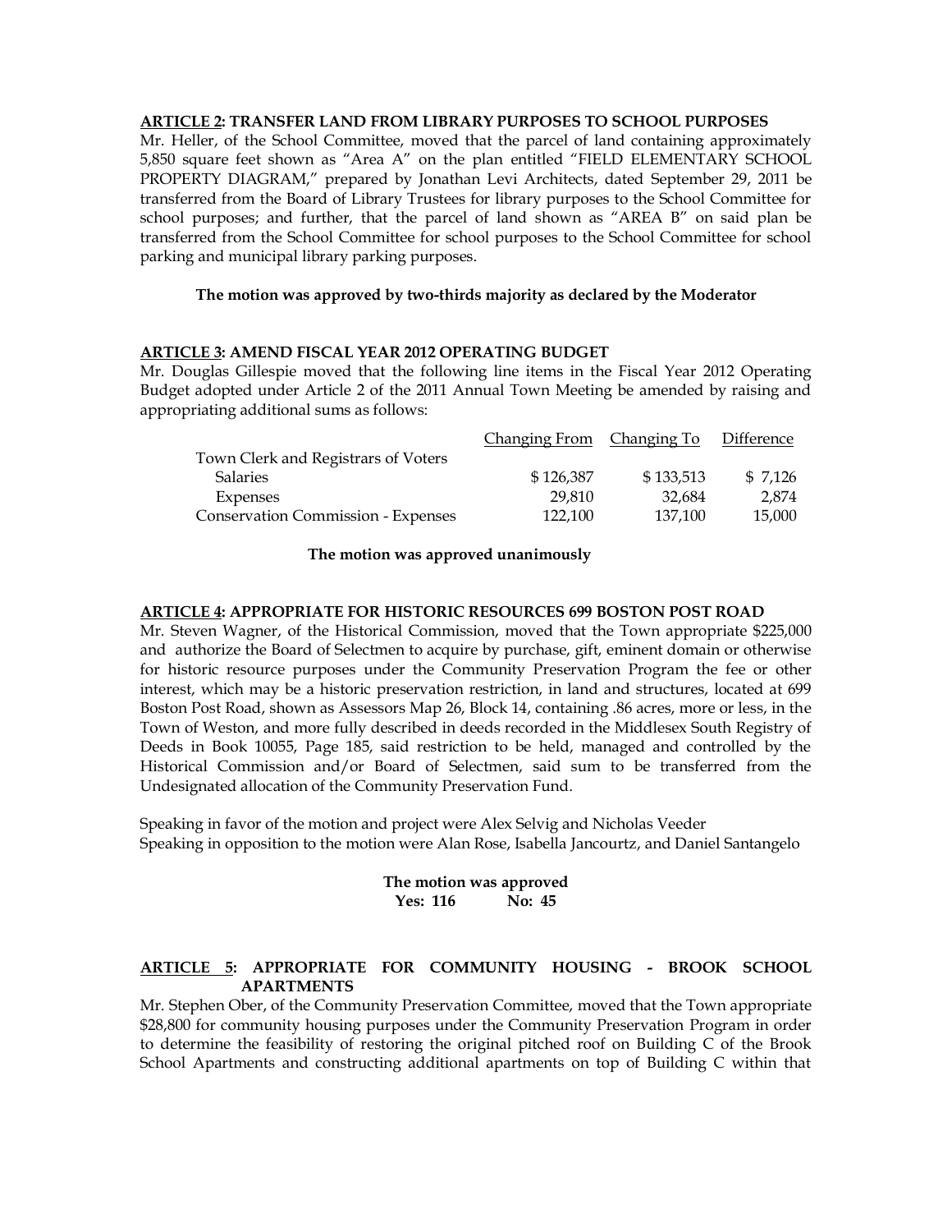**ARTICLE 2: TRANSFER LAND FROM LIBRARY PURPOSES TO SCHOOL PURPOSES**

Mr. Heller, of the School Committee, moved that the parcel of land containing approximately 5,850 square feet shown as "Area A" on the plan entitled "FIELD ELEMENTARY SCHOOL PROPERTY DIAGRAM," prepared by Jonathan Levi Architects, dated September 29, 2011 be transferred from the Board of Library Trustees for library purposes to the School Committee for school purposes; and further, that the parcel of land shown as "AREA B" on said plan be transferred from the School Committee for school purposes to the School Committee for school parking and municipal library parking purposes.

**The motion was approved by two-thirds majority as declared by the Moderator**

**ARTICLE 3: AMEND FISCAL YEAR 2012 OPERATING BUDGET**

Mr. Douglas Gillespie moved that the following line items in the Fiscal Year 2012 Operating Budget adopted under Article 2 of the 2011 Annual Town Meeting be amended by raising and appropriating additional sums as follows:

| | Changing From | Changing To | Difference |
|---|---|---|---|
| Town Clerk and Registrars of Voters | | | |
| Salaries | $ 126,387 | $ 133,513 | $ 7,126 |
| Expenses | 29,810 | 32,684 | 2,874 |
| Conservation Commission - Expenses | 122,100 | 137,100 | 15,000 |

**The motion was approved unanimously**

**ARTICLE 4: APPROPRIATE FOR HISTORIC RESOURCES 699 BOSTON POST ROAD**

Mr. Steven Wagner, of the Historical Commission, moved that the Town appropriate $225,000 and authorize the Board of Selectmen to acquire by purchase, gift, eminent domain or otherwise for historic resource purposes under the Community Preservation Program the fee or other interest, which may be a historic preservation restriction, in land and structures, located at 699 Boston Post Road, shown as Assessors Map 26, Block 14, containing .86 acres, more or less, in the Town of Weston, and more fully described in deeds recorded in the Middlesex South Registry of Deeds in Book 10055, Page 185, said restriction to be held, managed and controlled by the Historical Commission and/or Board of Selectmen, said sum to be transferred from the Undesignated allocation of the Community Preservation Fund.

Speaking in favor of the motion and project were Alex Selvig and Nicholas Veeder
Speaking in opposition to the motion were Alan Rose, Isabella Jancourtz, and Daniel Santangelo

**The motion was approved**
**Yes: 116 No: 45**

**ARTICLE 5: APPROPRIATE FOR COMMUNITY HOUSING - BROOK SCHOOL APARTMENTS**

Mr. Stephen Ober, of the Community Preservation Committee, moved that the Town appropriate $28,800 for community housing purposes under the Community Preservation Program in order to determine the feasibility of restoring the original pitched roof on Building C of the Brook School Apartments and constructing additional apartments on top of Building C within that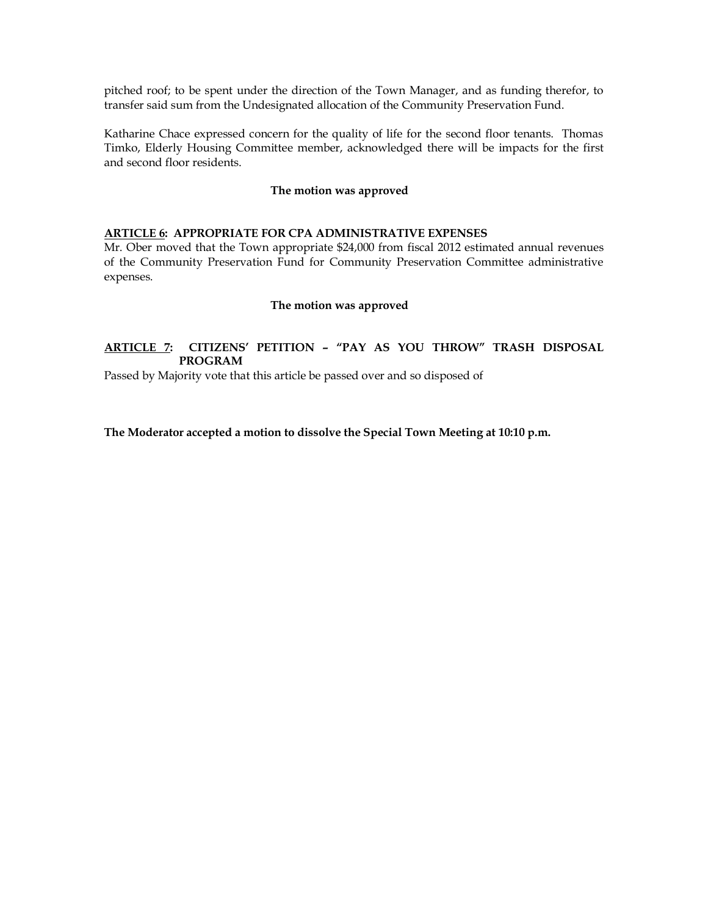pitched roof; to be spent under the direction of the Town Manager, and as funding therefor, to transfer said sum from the Undesignated allocation of the Community Preservation Fund.

Katharine Chace expressed concern for the quality of life for the second floor tenants. Thomas Timko, Elderly Housing Committee member, acknowledged there will be impacts for the first and second floor residents.

**The motion was approved**

**ARTICLE 6: APPROPRIATE FOR CPA ADMINISTRATIVE EXPENSES**

Mr. Ober moved that the Town appropriate $24,000 from fiscal 2012 estimated annual revenues of the Community Preservation Fund for Community Preservation Committee administrative expenses.

**The motion was approved**

**ARTICLE 7: CITIZENS' PETITION – "PAY AS YOU THROW" TRASH DISPOSAL PROGRAM**

Passed by Majority vote that this article be passed over and so disposed of

**The Moderator accepted a motion to dissolve the Special Town Meeting at 10:10 p.m.**